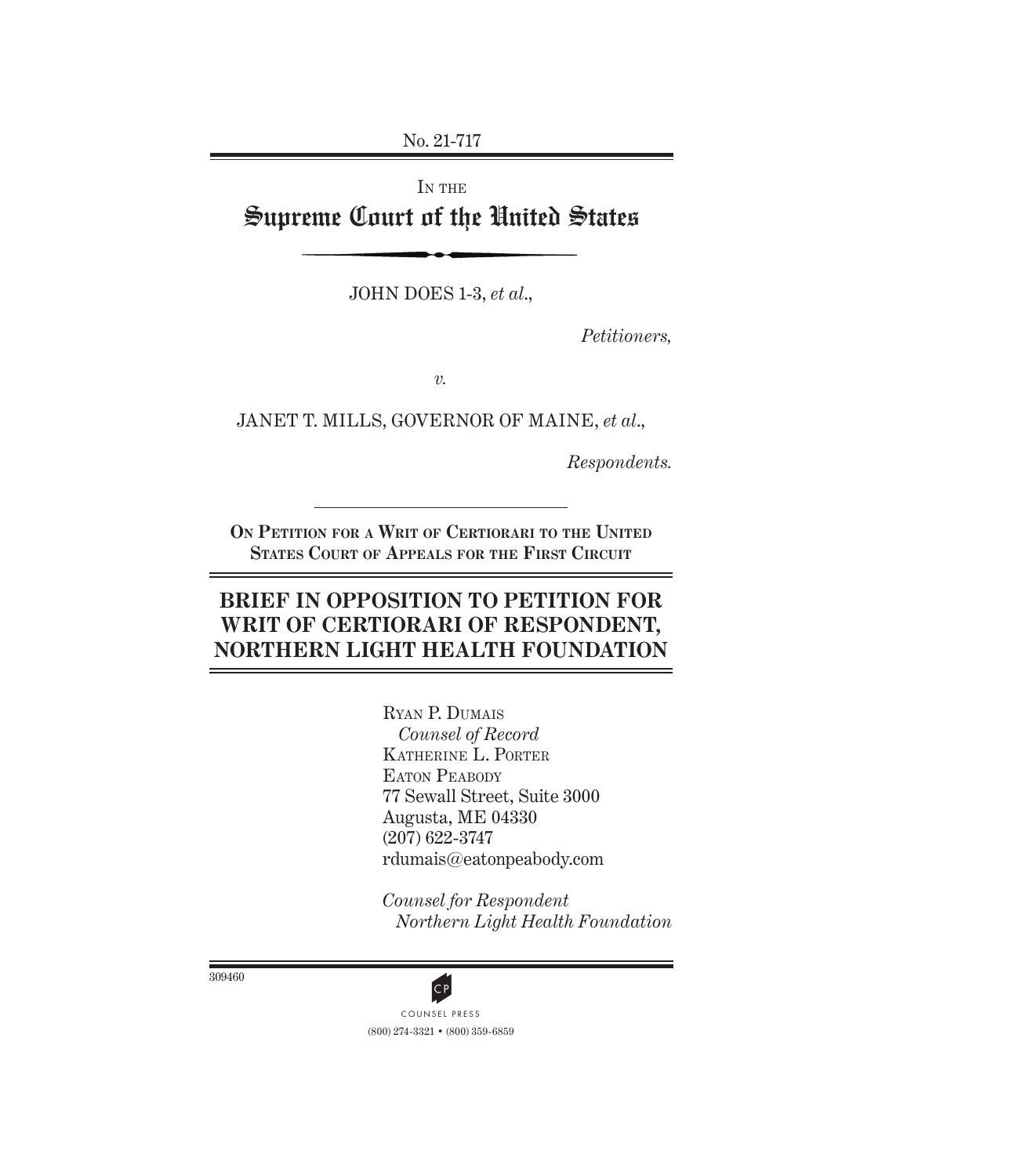No. 21-717

IN THE

# Supreme Court of the United States

JOHN DOES 1-3, *et al.*,

*Petitioners,*

*v.*

JANET T. MILLS, GOVERNOR OF MAINE, *et al.*,

*Respondents.*

ON PETITION FOR A WRIT OF CERTIORARI TO THE UNITED STATES COURT OF APPEALS FOR THE FIRST CIRCUIT

## BRIEF IN OPPOSITION TO PETITION FOR WRIT OF CERTIORARI OF RESPONDENT, NORTHERN LIGHT HEALTH FOUNDATION

RYAN P. DUMAIS
*Counsel of Record*
KATHERINE L. PORTER
EATON PEABODY
77 Sewall Street, Suite 3000
Augusta, ME 04330
(207) 622-3747
rdumais@eatonpeabody.com

*Counsel for Respondent Northern Light Health Foundation*

309460

COUNSEL PRESS
(800) 274-3321 • (800) 359-6859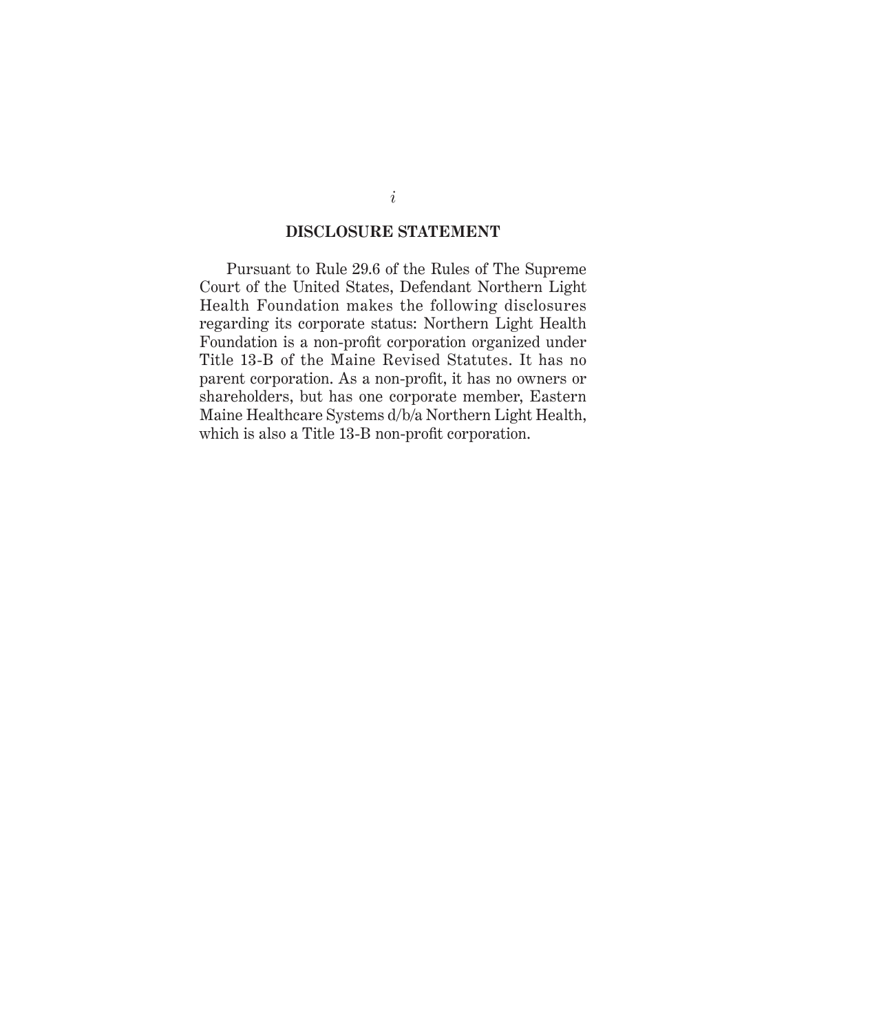## DISCLOSURE STATEMENT

Pursuant to Rule 29.6 of the Rules of The Supreme Court of the United States, Defendant Northern Light Health Foundation makes the following disclosures regarding its corporate status: Northern Light Health Foundation is a non-profit corporation organized under Title 13-B of the Maine Revised Statutes. It has no parent corporation. As a non-profit, it has no owners or shareholders, but has one corporate member, Eastern Maine Healthcare Systems d/b/a Northern Light Health, which is also a Title 13-B non-profit corporation.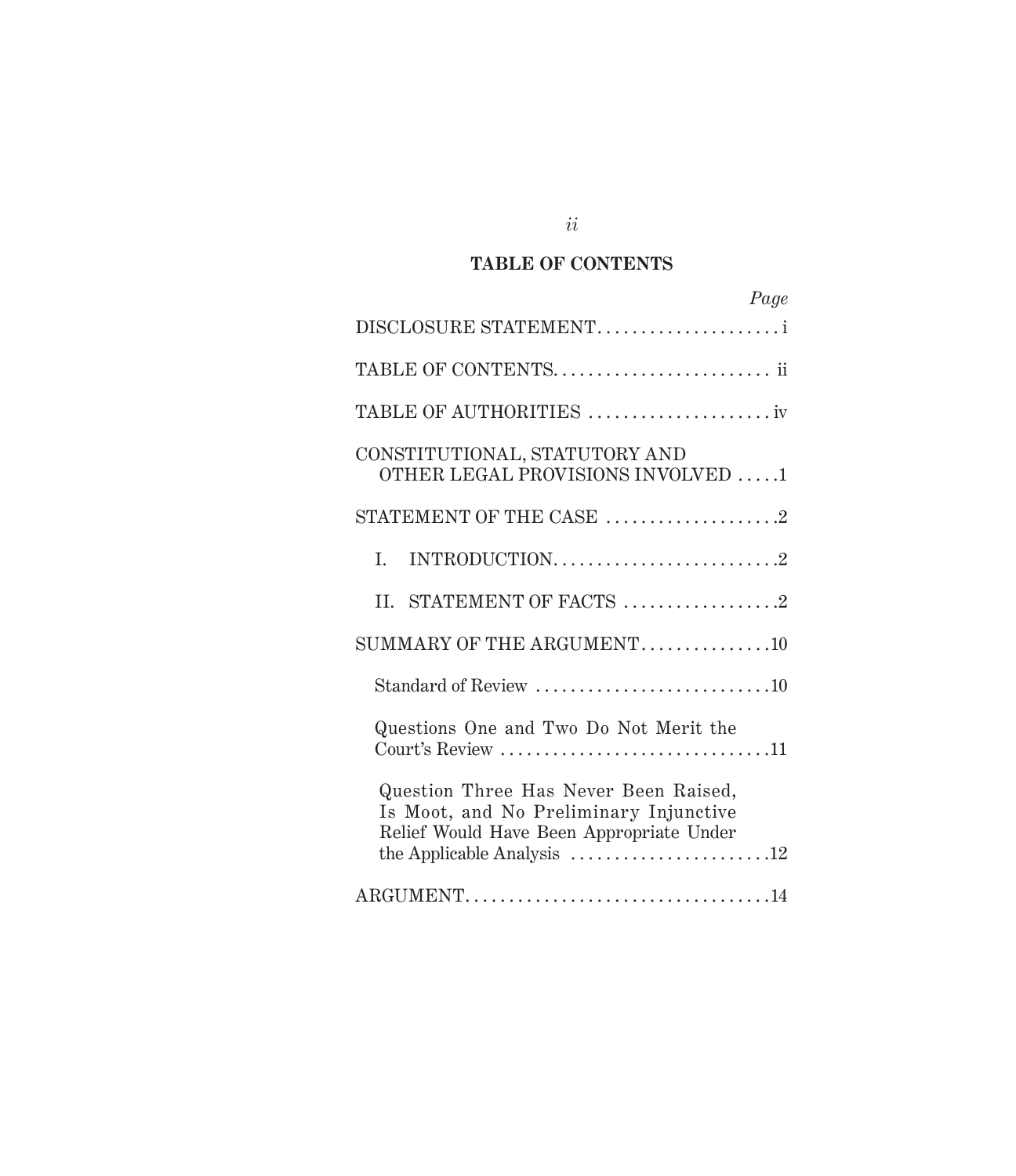## TABLE OF CONTENTS

| | Page |
|---|---|
| DISCLOSURE STATEMENT | i |
| TABLE OF CONTENTS | ii |
| TABLE OF AUTHORITIES | iv |
| CONSTITUTIONAL, STATUTORY AND OTHER LEGAL PROVISIONS INVOLVED | 1 |
| STATEMENT OF THE CASE | 2 |
| I. INTRODUCTION | 2 |
| II. STATEMENT OF FACTS | 2 |
| SUMMARY OF THE ARGUMENT | 10 |
| Standard of Review | 10 |
| Questions One and Two Do Not Merit the Court's Review | 11 |
| Question Three Has Never Been Raised, Is Moot, and No Preliminary Injunctive Relief Would Have Been Appropriate Under the Applicable Analysis | 12 |
| ARGUMENT | 14 |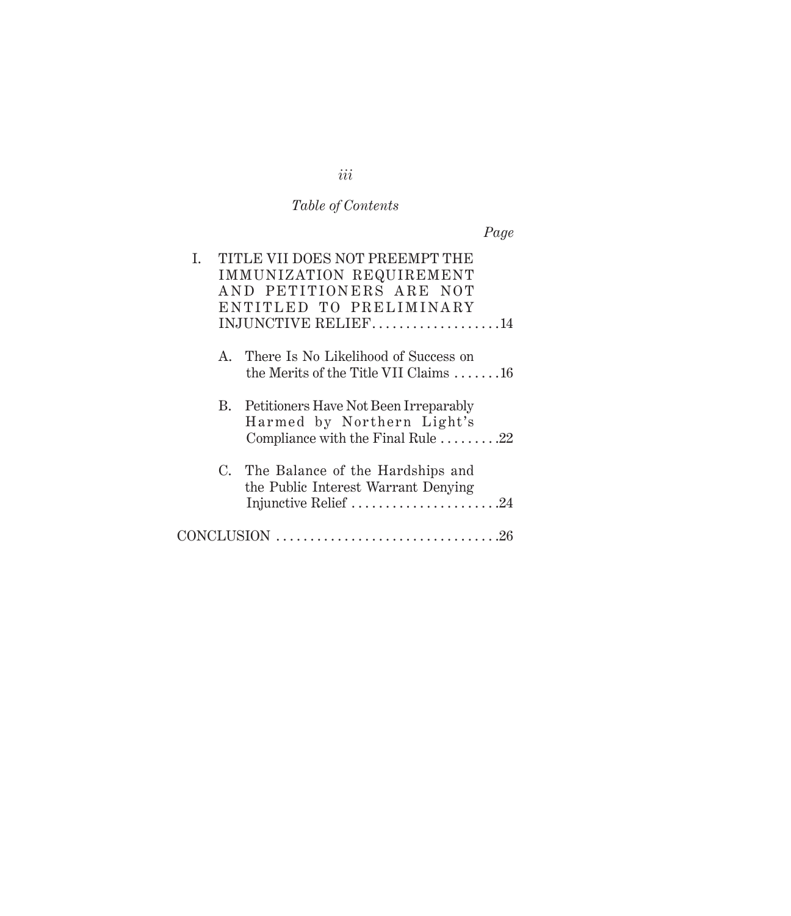*Table of Contents*

*Page*

I. TITLE VII DOES NOT PREEMPT THE IMMUNIZATION REQUIREMENT AND PETITIONERS ARE NOT ENTITLED TO PRELIMINARY INJUNCTIVE RELIEF . . . . . . . . . . . . . . . . . . . 14

A. There Is No Likelihood of Success on the Merits of the Title VII Claims . . . . . . . 16

B. Petitioners Have Not Been Irreparably Harmed by Northern Light's Compliance with the Final Rule . . . . . . . . . 22

C. The Balance of the Hardships and the Public Interest Warrant Denying Injunctive Relief . . . . . . . . . . . . . . . . . . . . . . 24

CONCLUSION . . . . . . . . . . . . . . . . . . . . . . . . . . . . . . . . 26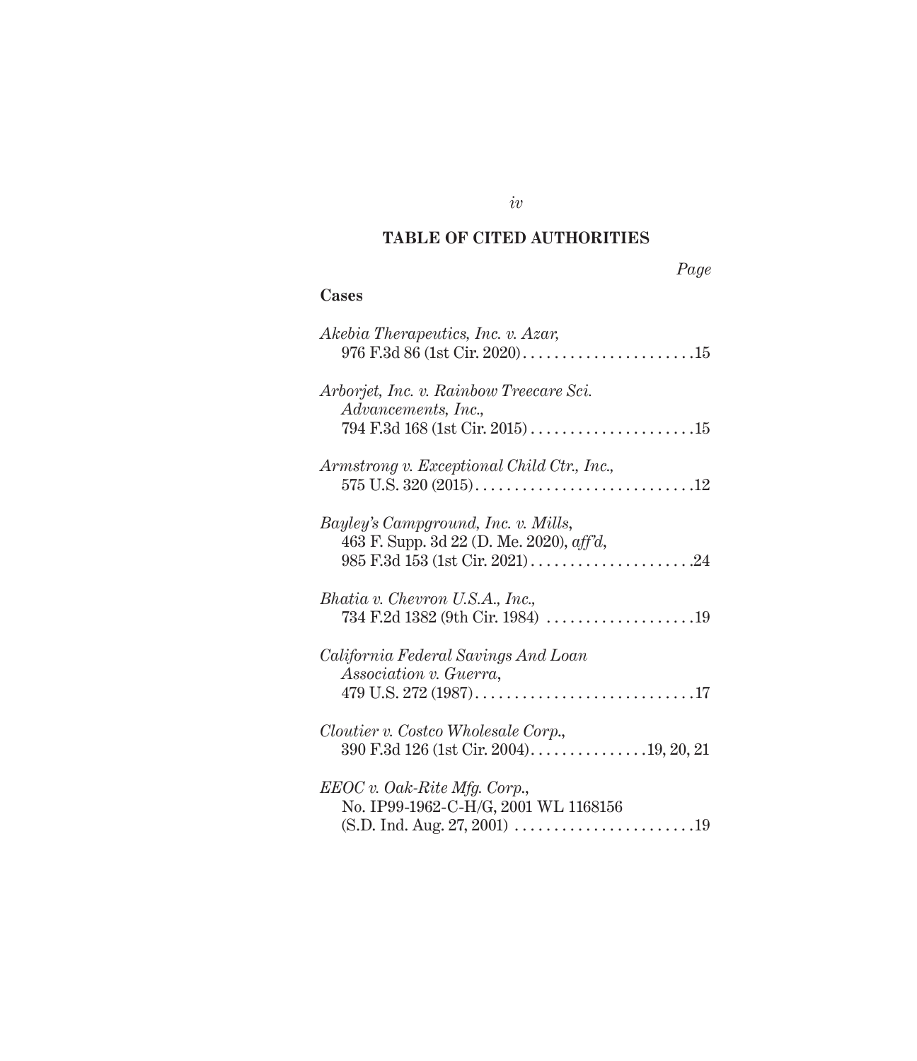## TABLE OF CITED AUTHORITIES

*Page*

### Cases

*Akebia Therapeutics, Inc. v. Azar*, 976 F.3d 86 (1st Cir. 2020) . . . . . . . . . . . . . . . . . . . . . . 15

*Arborjet, Inc. v. Rainbow Treecare Sci. Advancements, Inc.*, 794 F.3d 168 (1st Cir. 2015) . . . . . . . . . . . . . . . . . . . . . 15

*Armstrong v. Exceptional Child Ctr., Inc.*, 575 U.S. 320 (2015) . . . . . . . . . . . . . . . . . . . . . . . . . . . . 12

*Bayley's Campground, Inc. v. Mills*, 463 F. Supp. 3d 22 (D. Me. 2020), *aff'd*, 985 F.3d 153 (1st Cir. 2021) . . . . . . . . . . . . . . . . . . . . . 24

*Bhatia v. Chevron U.S.A., Inc.*, 734 F.2d 1382 (9th Cir. 1984) . . . . . . . . . . . . . . . . . . . 19

*California Federal Savings And Loan Association v. Guerra*, 479 U.S. 272 (1987) . . . . . . . . . . . . . . . . . . . . . . . . . . . . 17

*Cloutier v. Costco Wholesale Corp.*, 390 F.3d 126 (1st Cir. 2004) . . . . . . . . . . . . . . . 19, 20, 21

*EEOC v. Oak-Rite Mfg. Corp.*, No. IP99-1962-C-H/G, 2001 WL 1168156 (S.D. Ind. Aug. 27, 2001) . . . . . . . . . . . . . . . . . . . . . . . 19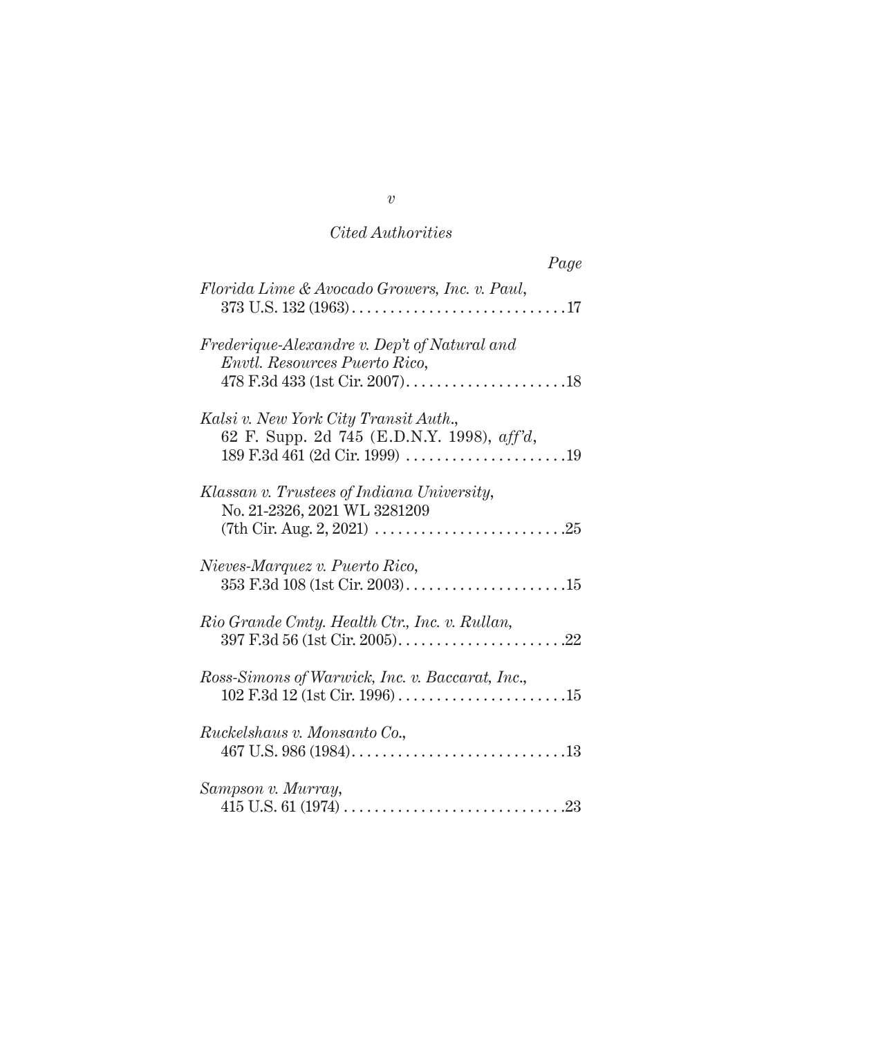*Cited Authorities*

*Page*

*Florida Lime & Avocado Growers, Inc. v. Paul*,
373 U.S. 132 (1963) . . . . . . . . . . . . . . . . . . . . . . . . . . . . 17

*Frederique-Alexandre v. Dep't of Natural and Envtl. Resources Puerto Rico*,
478 F.3d 433 (1st Cir. 2007) . . . . . . . . . . . . . . . . . . . . . 18

*Kalsi v. New York City Transit Auth.*,
62 F. Supp. 2d 745 (E.D.N.Y. 1998), *aff'd*,
189 F.3d 461 (2d Cir. 1999) . . . . . . . . . . . . . . . . . . . . . 19

*Klassan v. Trustees of Indiana University*,
No. 21-2326, 2021 WL 3281209
(7th Cir. Aug. 2, 2021) . . . . . . . . . . . . . . . . . . . . . . . . . 25

*Nieves-Marquez v. Puerto Rico*,
353 F.3d 108 (1st Cir. 2003) . . . . . . . . . . . . . . . . . . . . . 15

*Rio Grande Cmty. Health Ctr., Inc. v. Rullan*,
397 F.3d 56 (1st Cir. 2005) . . . . . . . . . . . . . . . . . . . . . . 22

*Ross-Simons of Warwick, Inc. v. Baccarat, Inc.*,
102 F.3d 12 (1st Cir. 1996) . . . . . . . . . . . . . . . . . . . . . . 15

*Ruckelshaus v. Monsanto Co.*,
467 U.S. 986 (1984) . . . . . . . . . . . . . . . . . . . . . . . . . . . . 13

*Sampson v. Murray*,
415 U.S. 61 (1974) . . . . . . . . . . . . . . . . . . . . . . . . . . . . . 23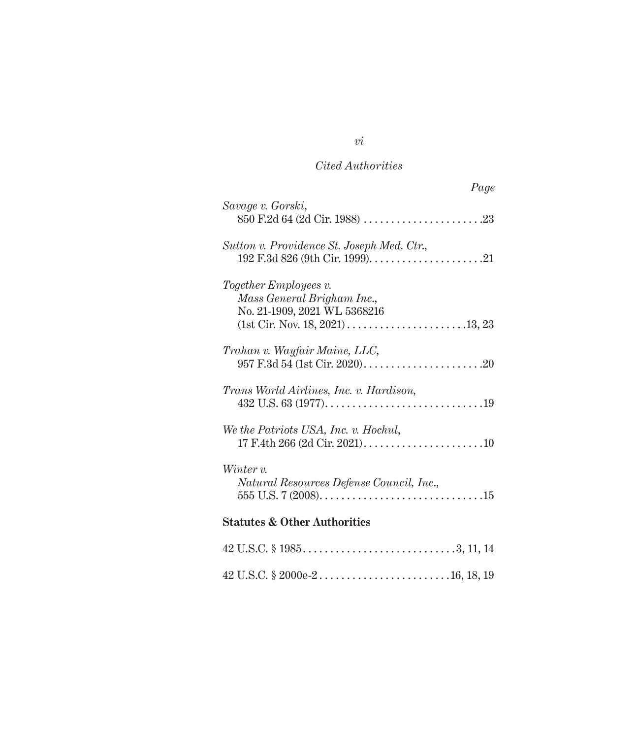*Cited Authorities*

*Page*

*Savage v. Gorski*,
850 F.2d 64 (2d Cir. 1988) . . . . . . . . . . . . . . . . . . . . . .23

*Sutton v. Providence St. Joseph Med. Ctr.*,
192 F.3d 826 (9th Cir. 1999). . . . . . . . . . . . . . . . . . . . .21

*Together Employees v. Mass General Brigham Inc.*,
No. 21-1909, 2021 WL 5368216
(1st Cir. Nov. 18, 2021) . . . . . . . . . . . . . . . . . . . . . .13, 23

*Trahan v. Wayfair Maine, LLC*,
957 F.3d 54 (1st Cir. 2020). . . . . . . . . . . . . . . . . . . . . .20

*Trans World Airlines, Inc. v. Hardison*,
432 U.S. 63 (1977). . . . . . . . . . . . . . . . . . . . . . . . . . . .19

*We the Patriots USA, Inc. v. Hochul*,
17 F.4th 266 (2d Cir. 2021). . . . . . . . . . . . . . . . . . . . . .10

*Winter v. Natural Resources Defense Council, Inc.*,
555 U.S. 7 (2008). . . . . . . . . . . . . . . . . . . . . . . . . . . . .15

**Statutes & Other Authorities**

42 U.S.C. § 1985. . . . . . . . . . . . . . . . . . . . . . . . . . . .3, 11, 14

42 U.S.C. § 2000e-2 . . . . . . . . . . . . . . . . . . . . . . . .16, 18, 19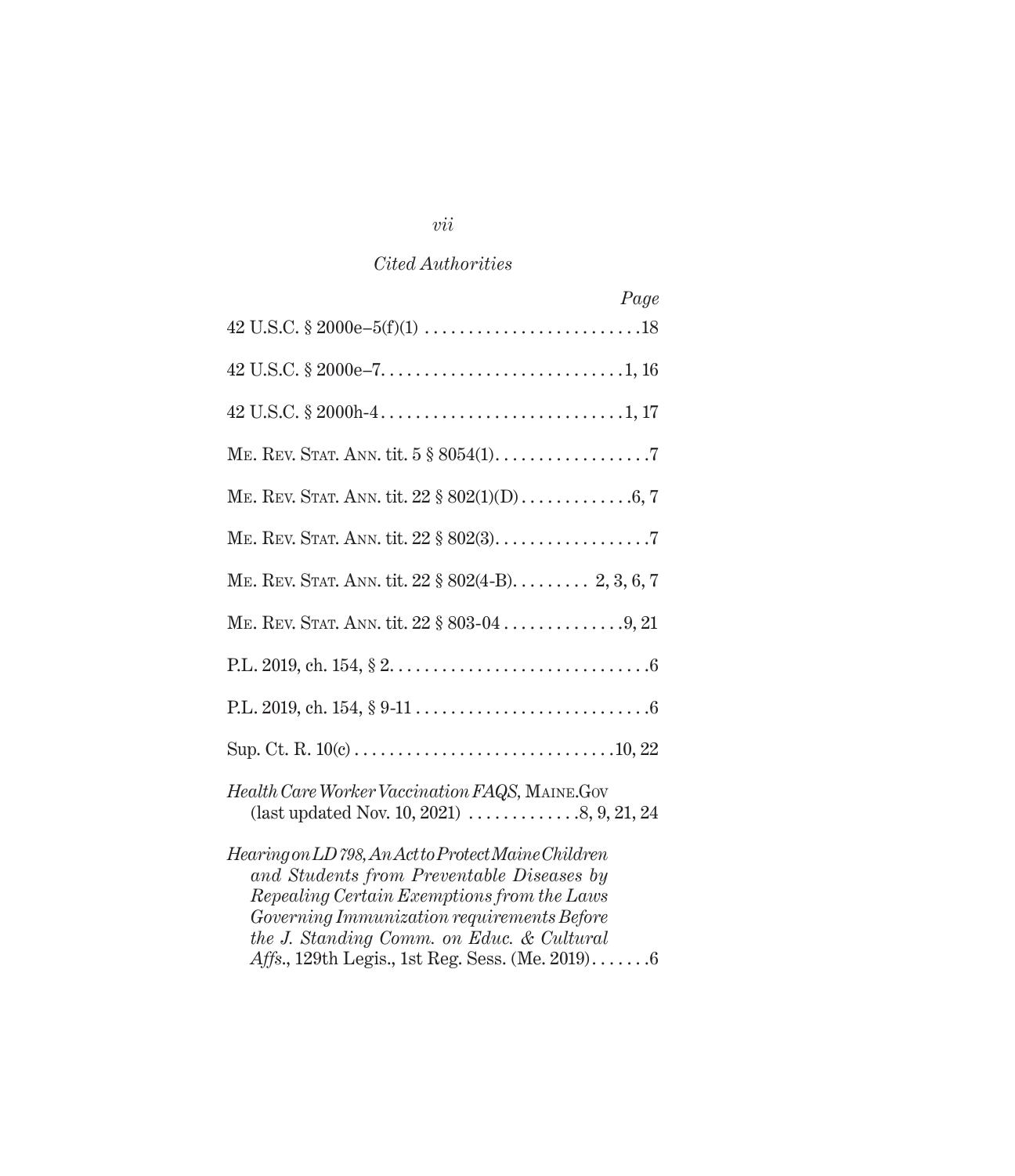*Cited Authorities*

*Page*

42 U.S.C. § 2000e–5(f)(1) . . . . . . . . . . . . . . . . . . . . . . . . . .18

42 U.S.C. § 2000e–7. . . . . . . . . . . . . . . . . . . . . . . . . . . . 1, 16

42 U.S.C. § 2000h-4 . . . . . . . . . . . . . . . . . . . . . . . . . . . . 1, 17

Me. Rev. Stat. Ann. tit. 5 § 8054(1). . . . . . . . . . . . . . . . . . 7

Me. Rev. Stat. Ann. tit. 22 § 802(1)(D) . . . . . . . . . . . . . 6, 7

Me. Rev. Stat. Ann. tit. 22 § 802(3). . . . . . . . . . . . . . . . . . 7

Me. Rev. Stat. Ann. tit. 22 § 802(4-B). . . . . . . . . 2, 3, 6, 7

Me. Rev. Stat. Ann. tit. 22 § 803-04 . . . . . . . . . . . . . . 9, 21

P.L. 2019, ch. 154, § 2. . . . . . . . . . . . . . . . . . . . . . . . . . . . . . 6

P.L. 2019, ch. 154, § 9-11 . . . . . . . . . . . . . . . . . . . . . . . . . . . 6

Sup. Ct. R. 10(c) . . . . . . . . . . . . . . . . . . . . . . . . . . . . . .10, 22

*Health Care Worker Vaccination FAQS*, Maine.Gov (last updated Nov. 10, 2021) . . . . . . . . . . . . .8, 9, 21, 24

*Hearing on LD 798, An Act to Protect Maine Children and Students from Preventable Diseases by Repealing Certain Exemptions from the Laws Governing Immunization requirements Before the J. Standing Comm. on Educ. & Cultural Affs.*, 129th Legis., 1st Reg. Sess. (Me. 2019). . . . . . .6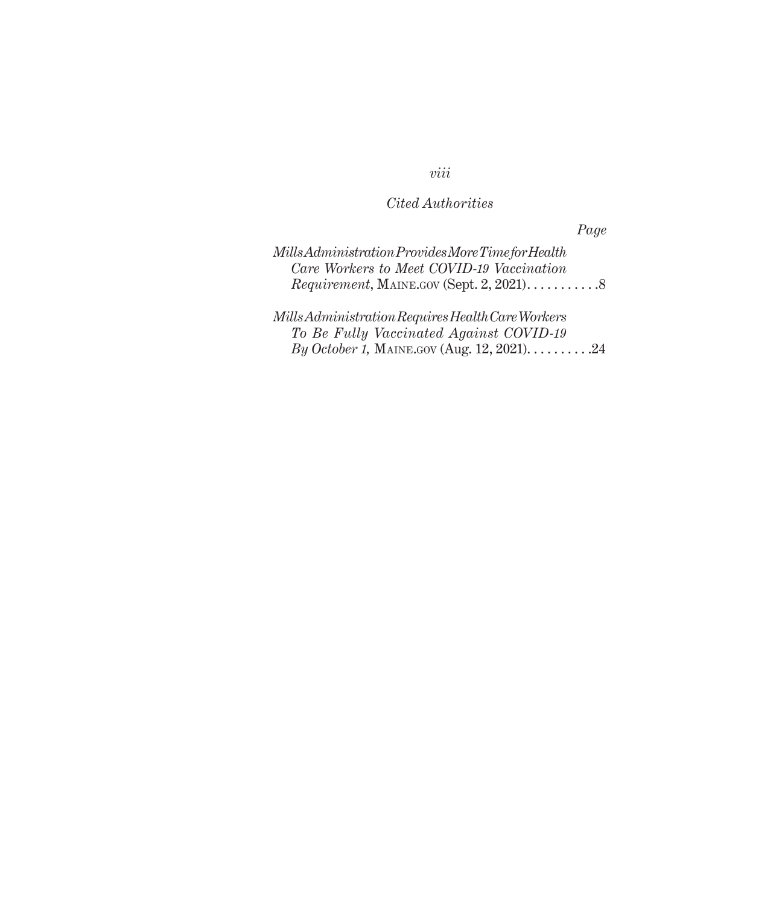*Cited Authorities*

*Page*

*Mills Administration Provides More Time for Health Care Workers to Meet COVID-19 Vaccination Requirement*, MAINE.GOV (Sept. 2, 2021). . . . . . . . . . . .8

*Mills Administration Requires Health Care Workers To Be Fully Vaccinated Against COVID-19 By October 1,* MAINE.GOV (Aug. 12, 2021). . . . . . . . . .24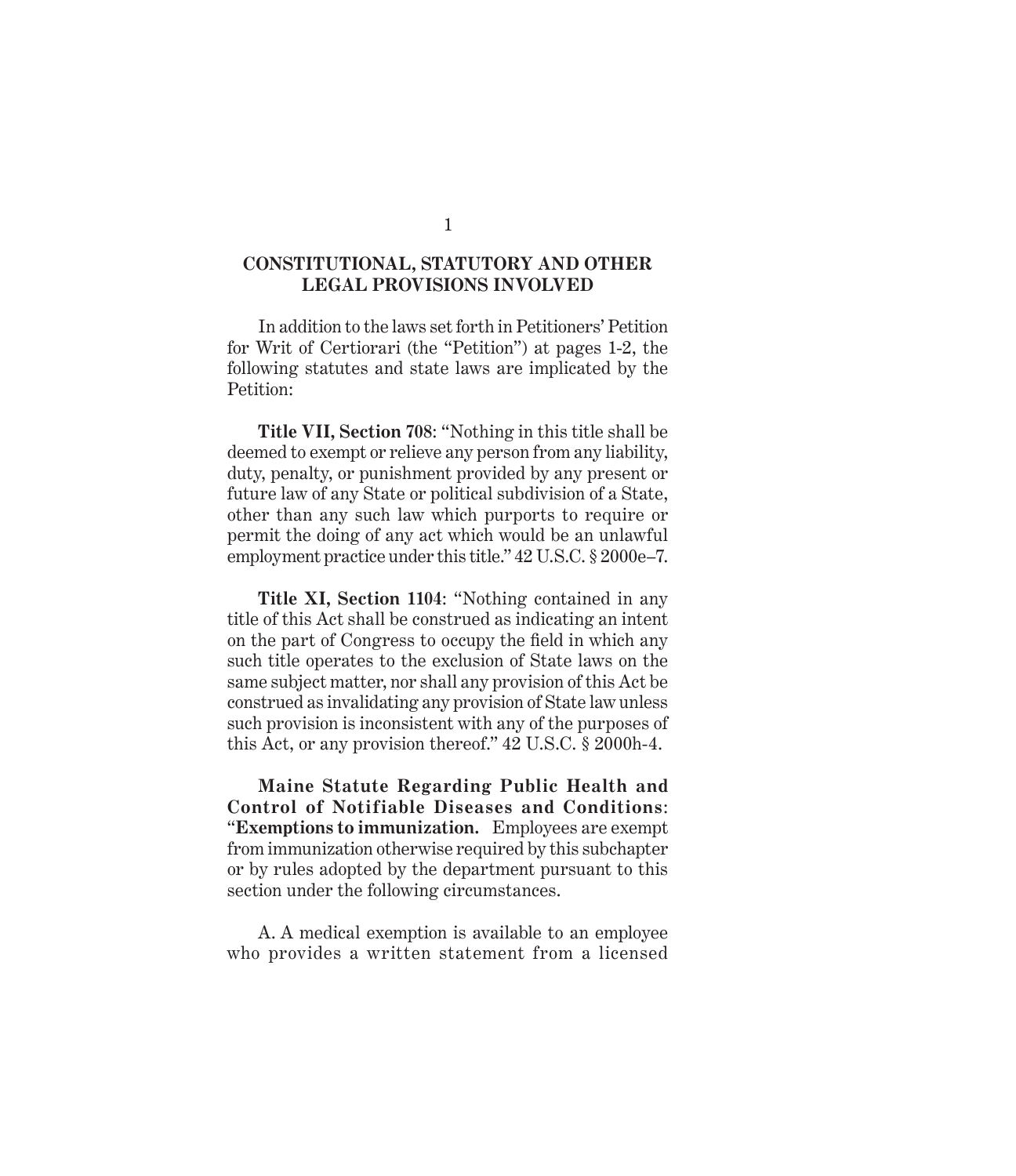## CONSTITUTIONAL, STATUTORY AND OTHER LEGAL PROVISIONS INVOLVED

In addition to the laws set forth in Petitioners' Petition for Writ of Certiorari (the "Petition") at pages 1-2, the following statutes and state laws are implicated by the Petition:

**Title VII, Section 708**: "Nothing in this title shall be deemed to exempt or relieve any person from any liability, duty, penalty, or punishment provided by any present or future law of any State or political subdivision of a State, other than any such law which purports to require or permit the doing of any act which would be an unlawful employment practice under this title." 42 U.S.C. § 2000e–7.

**Title XI, Section 1104**: "Nothing contained in any title of this Act shall be construed as indicating an intent on the part of Congress to occupy the field in which any such title operates to the exclusion of State laws on the same subject matter, nor shall any provision of this Act be construed as invalidating any provision of State law unless such provision is inconsistent with any of the purposes of this Act, or any provision thereof." 42 U.S.C. § 2000h-4.

**Maine Statute Regarding Public Health and Control of Notifiable Diseases and Conditions**: "**Exemptions to immunization.** Employees are exempt from immunization otherwise required by this subchapter or by rules adopted by the department pursuant to this section under the following circumstances.

A. A medical exemption is available to an employee who provides a written statement from a licensed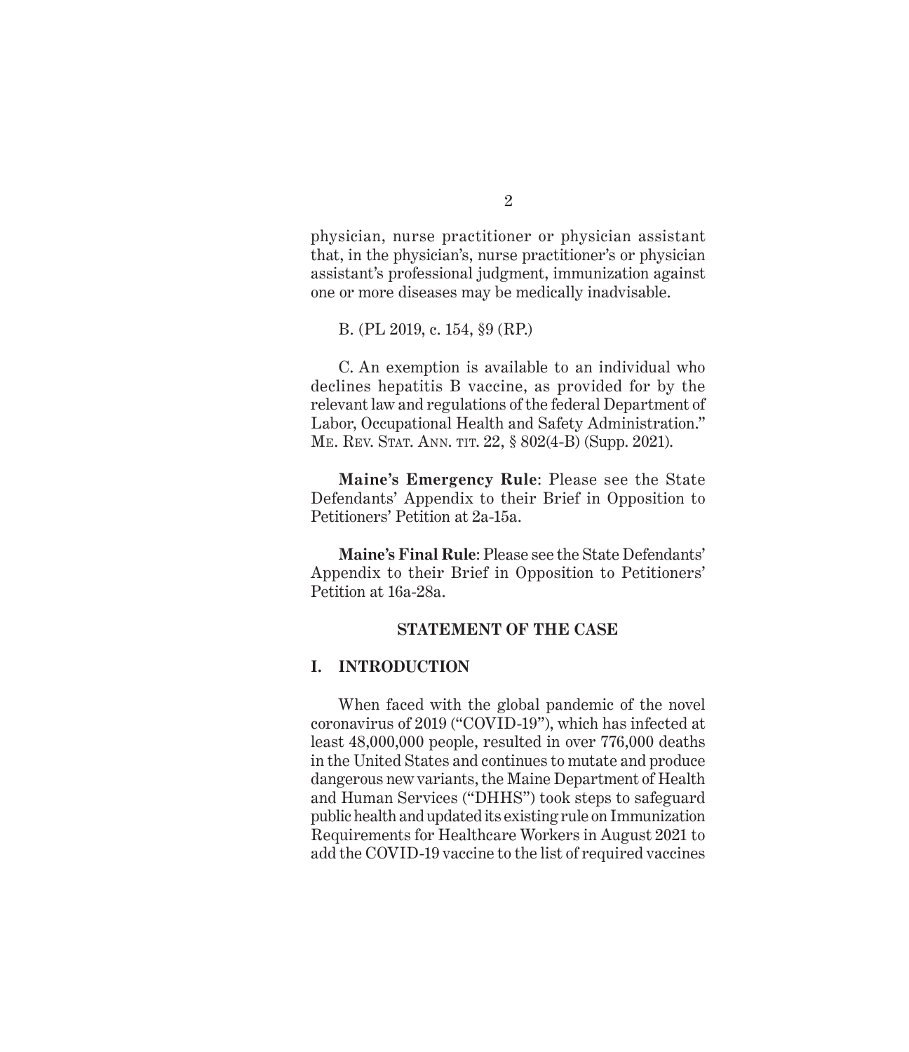physician, nurse practitioner or physician assistant that, in the physician's, nurse practitioner's or physician assistant's professional judgment, immunization against one or more diseases may be medically inadvisable.

B. (PL 2019, c. 154, §9 (RP.)

C. An exemption is available to an individual who declines hepatitis B vaccine, as provided for by the relevant law and regulations of the federal Department of Labor, Occupational Health and Safety Administration." Me. Rev. Stat. Ann. tit. 22, § 802(4-B) (Supp. 2021).

**Maine's Emergency Rule**: Please see the State Defendants' Appendix to their Brief in Opposition to Petitioners' Petition at 2a-15a.

**Maine's Final Rule**: Please see the State Defendants' Appendix to their Brief in Opposition to Petitioners' Petition at 16a-28a.

## STATEMENT OF THE CASE

### I. INTRODUCTION

When faced with the global pandemic of the novel coronavirus of 2019 ("COVID-19"), which has infected at least 48,000,000 people, resulted in over 776,000 deaths in the United States and continues to mutate and produce dangerous new variants, the Maine Department of Health and Human Services ("DHHS") took steps to safeguard public health and updated its existing rule on Immunization Requirements for Healthcare Workers in August 2021 to add the COVID-19 vaccine to the list of required vaccines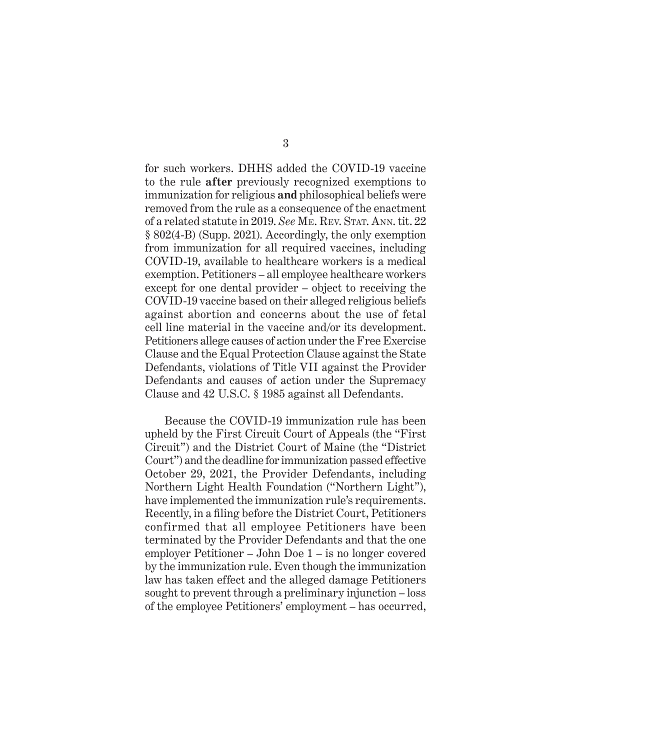for such workers. DHHS added the COVID-19 vaccine to the rule **after** previously recognized exemptions to immunization for religious **and** philosophical beliefs were removed from the rule as a consequence of the enactment of a related statute in 2019. *See* Me. Rev. Stat. Ann. tit. 22 § 802(4-B) (Supp. 2021). Accordingly, the only exemption from immunization for all required vaccines, including COVID-19, available to healthcare workers is a medical exemption. Petitioners – all employee healthcare workers except for one dental provider – object to receiving the COVID-19 vaccine based on their alleged religious beliefs against abortion and concerns about the use of fetal cell line material in the vaccine and/or its development. Petitioners allege causes of action under the Free Exercise Clause and the Equal Protection Clause against the State Defendants, violations of Title VII against the Provider Defendants and causes of action under the Supremacy Clause and 42 U.S.C. § 1985 against all Defendants.

Because the COVID-19 immunization rule has been upheld by the First Circuit Court of Appeals (the "First Circuit") and the District Court of Maine (the "District Court") and the deadline for immunization passed effective October 29, 2021, the Provider Defendants, including Northern Light Health Foundation ("Northern Light"), have implemented the immunization rule's requirements. Recently, in a filing before the District Court, Petitioners confirmed that all employee Petitioners have been terminated by the Provider Defendants and that the one employer Petitioner – John Doe 1 – is no longer covered by the immunization rule. Even though the immunization law has taken effect and the alleged damage Petitioners sought to prevent through a preliminary injunction – loss of the employee Petitioners' employment – has occurred,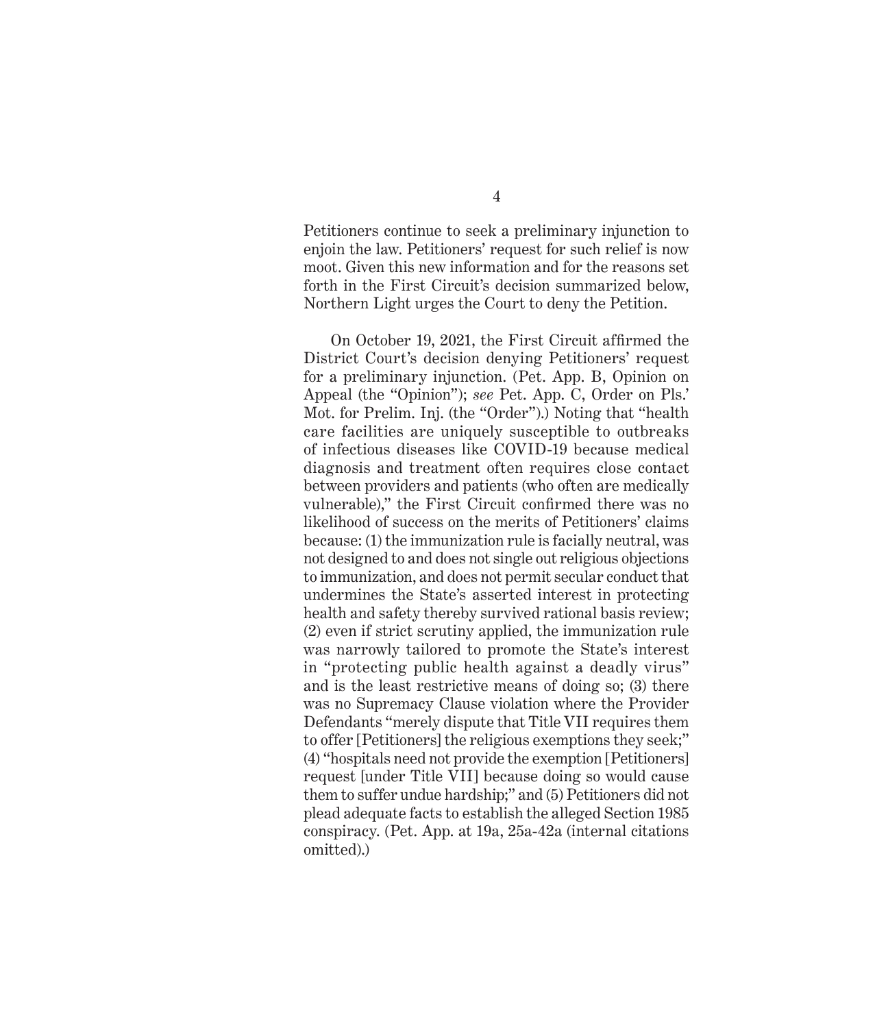Petitioners continue to seek a preliminary injunction to enjoin the law. Petitioners' request for such relief is now moot. Given this new information and for the reasons set forth in the First Circuit's decision summarized below, Northern Light urges the Court to deny the Petition.

On October 19, 2021, the First Circuit affirmed the District Court's decision denying Petitioners' request for a preliminary injunction. (Pet. App. B, Opinion on Appeal (the "Opinion"); *see* Pet. App. C, Order on Pls.' Mot. for Prelim. Inj. (the "Order").) Noting that "health care facilities are uniquely susceptible to outbreaks of infectious diseases like COVID-19 because medical diagnosis and treatment often requires close contact between providers and patients (who often are medically vulnerable)," the First Circuit confirmed there was no likelihood of success on the merits of Petitioners' claims because: (1) the immunization rule is facially neutral, was not designed to and does not single out religious objections to immunization, and does not permit secular conduct that undermines the State's asserted interest in protecting health and safety thereby survived rational basis review; (2) even if strict scrutiny applied, the immunization rule was narrowly tailored to promote the State's interest in "protecting public health against a deadly virus" and is the least restrictive means of doing so; (3) there was no Supremacy Clause violation where the Provider Defendants "merely dispute that Title VII requires them to offer [Petitioners] the religious exemptions they seek;" (4) "hospitals need not provide the exemption [Petitioners] request [under Title VII] because doing so would cause them to suffer undue hardship;" and (5) Petitioners did not plead adequate facts to establish the alleged Section 1985 conspiracy. (Pet. App. at 19a, 25a-42a (internal citations omitted).)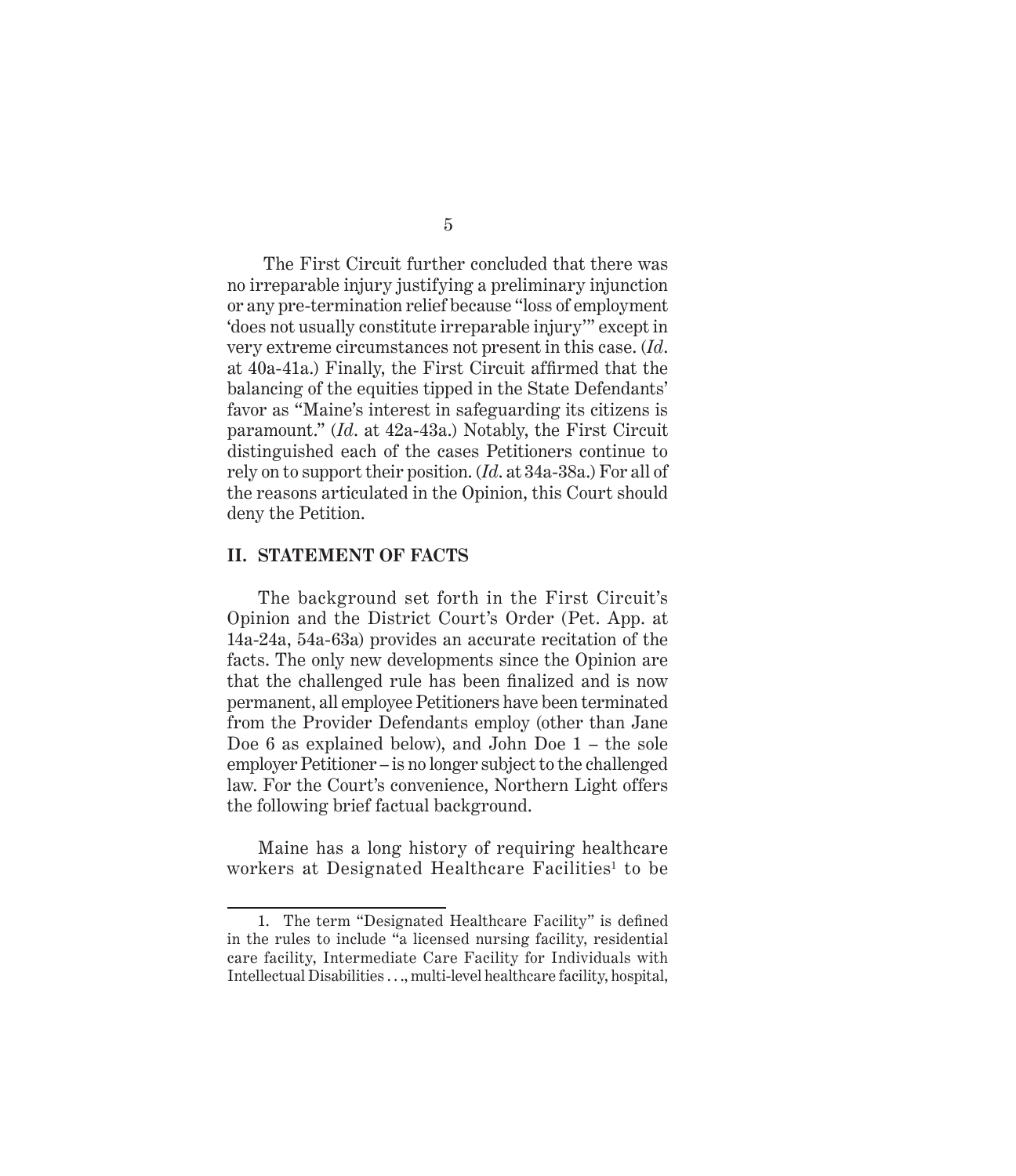The First Circuit further concluded that there was no irreparable injury justifying a preliminary injunction or any pre-termination relief because "loss of employment 'does not usually constitute irreparable injury'" except in very extreme circumstances not present in this case. (*Id.* at 40a-41a.) Finally, the First Circuit affirmed that the balancing of the equities tipped in the State Defendants' favor as "Maine's interest in safeguarding its citizens is paramount." (*Id.* at 42a-43a.) Notably, the First Circuit distinguished each of the cases Petitioners continue to rely on to support their position. (*Id.* at 34a-38a.) For all of the reasons articulated in the Opinion, this Court should deny the Petition.

## II. STATEMENT OF FACTS

The background set forth in the First Circuit's Opinion and the District Court's Order (Pet. App. at 14a-24a, 54a-63a) provides an accurate recitation of the facts. The only new developments since the Opinion are that the challenged rule has been finalized and is now permanent, all employee Petitioners have been terminated from the Provider Defendants employ (other than Jane Doe 6 as explained below), and John Doe 1 – the sole employer Petitioner – is no longer subject to the challenged law. For the Court's convenience, Northern Light offers the following brief factual background.

Maine has a long history of requiring healthcare workers at Designated Healthcare Facilities[1] to be

1. The term "Designated Healthcare Facility" is defined in the rules to include "a licensed nursing facility, residential care facility, Intermediate Care Facility for Individuals with Intellectual Disabilities . . ., multi-level healthcare facility, hospital,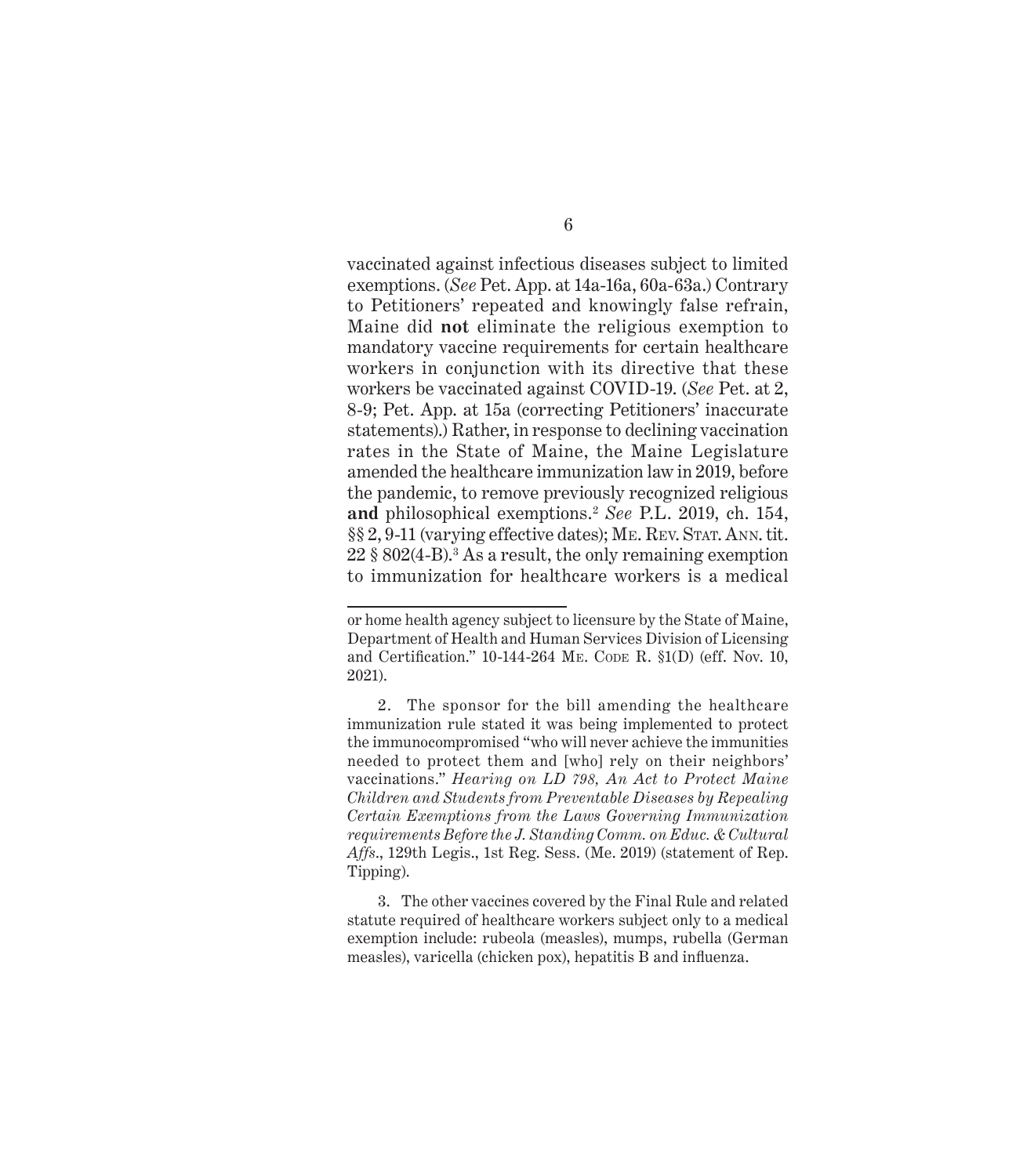vaccinated against infectious diseases subject to limited exemptions. (*See* Pet. App. at 14a-16a, 60a-63a.) Contrary to Petitioners' repeated and knowingly false refrain, Maine did **not** eliminate the religious exemption to mandatory vaccine requirements for certain healthcare workers in conjunction with its directive that these workers be vaccinated against COVID-19. (*See* Pet. at 2, 8-9; Pet. App. at 15a (correcting Petitioners' inaccurate statements).) Rather, in response to declining vaccination rates in the State of Maine, the Maine Legislature amended the healthcare immunization law in 2019, before the pandemic, to remove previously recognized religious **and** philosophical exemptions.[2] *See* P.L. 2019, ch. 154, §§ 2, 9-11 (varying effective dates); ME. REV. STAT. ANN. tit. 22 § 802(4-B).[3] As a result, the only remaining exemption to immunization for healthcare workers is a medical

---

or home health agency subject to licensure by the State of Maine, Department of Health and Human Services Division of Licensing and Certification." 10-144-264 ME. CODE R. §1(D) (eff. Nov. 10, 2021).

2. The sponsor for the bill amending the healthcare immunization rule stated it was being implemented to protect the immunocompromised "who will never achieve the immunities needed to protect them and [who] rely on their neighbors' vaccinations." *Hearing on LD 798, An Act to Protect Maine Children and Students from Preventable Diseases by Repealing Certain Exemptions from the Laws Governing Immunization requirements Before the J. Standing Comm. on Educ. & Cultural Affs.*, 129th Legis., 1st Reg. Sess. (Me. 2019) (statement of Rep. Tipping).

3. The other vaccines covered by the Final Rule and related statute required of healthcare workers subject only to a medical exemption include: rubeola (measles), mumps, rubella (German measles), varicella (chicken pox), hepatitis B and influenza.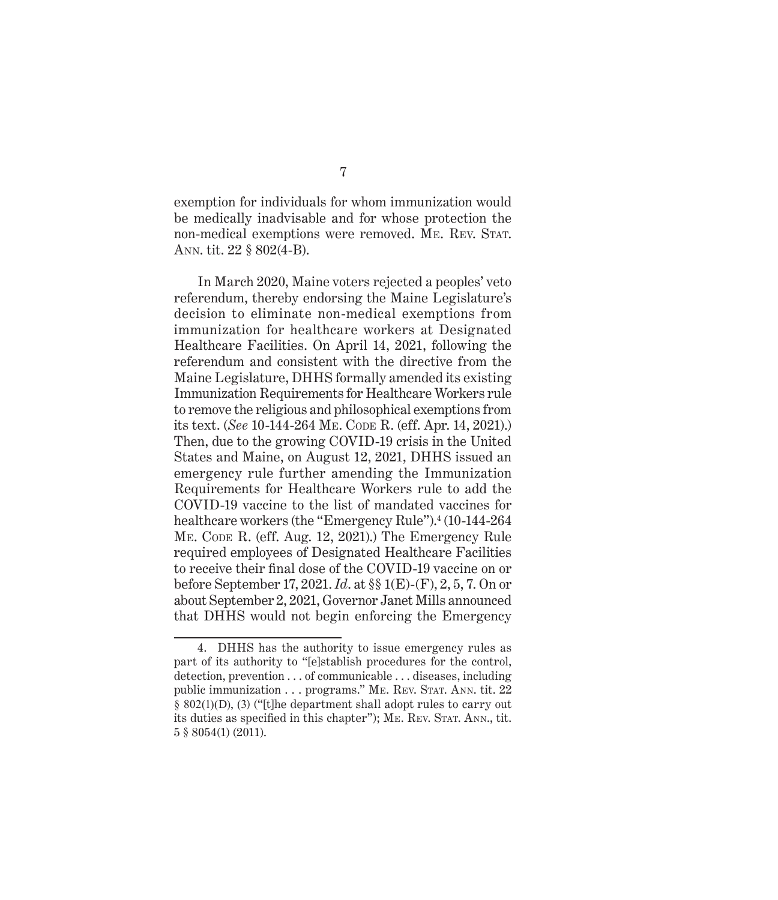exemption for individuals for whom immunization would be medically inadvisable and for whose protection the non-medical exemptions were removed. Me. Rev. Stat. Ann. tit. 22 § 802(4-B).

In March 2020, Maine voters rejected a peoples' veto referendum, thereby endorsing the Maine Legislature's decision to eliminate non-medical exemptions from immunization for healthcare workers at Designated Healthcare Facilities. On April 14, 2021, following the referendum and consistent with the directive from the Maine Legislature, DHHS formally amended its existing Immunization Requirements for Healthcare Workers rule to remove the religious and philosophical exemptions from its text. (*See* 10-144-264 Me. Code R. (eff. Apr. 14, 2021).) Then, due to the growing COVID-19 crisis in the United States and Maine, on August 12, 2021, DHHS issued an emergency rule further amending the Immunization Requirements for Healthcare Workers rule to add the COVID-19 vaccine to the list of mandated vaccines for healthcare workers (the "Emergency Rule").[4] (10-144-264 Me. Code R. (eff. Aug. 12, 2021).) The Emergency Rule required employees of Designated Healthcare Facilities to receive their final dose of the COVID-19 vaccine on or before September 17, 2021. *Id.* at §§ 1(E)-(F), 2, 5, 7. On or about September 2, 2021, Governor Janet Mills announced that DHHS would not begin enforcing the Emergency

---

4. DHHS has the authority to issue emergency rules as part of its authority to "[e]stablish procedures for the control, detection, prevention . . . of communicable . . . diseases, including public immunization . . . programs." Me. Rev. Stat. Ann. tit. 22 § 802(1)(D), (3) ("[t]he department shall adopt rules to carry out its duties as specified in this chapter"); Me. Rev. Stat. Ann., tit. 5 § 8054(1) (2011).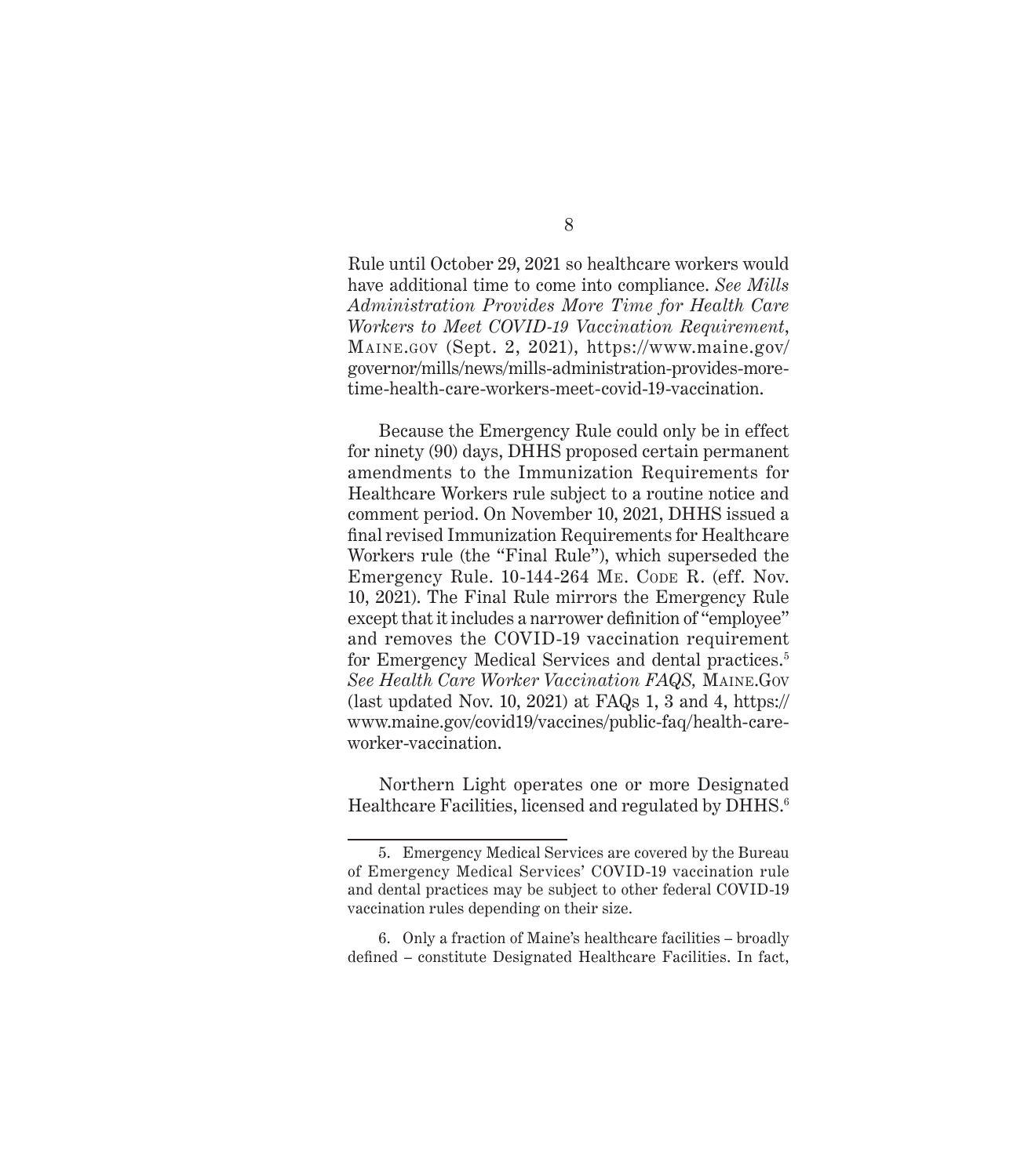Rule until October 29, 2021 so healthcare workers would have additional time to come into compliance. *See Mills Administration Provides More Time for Health Care Workers to Meet COVID-19 Vaccination Requirement*, Maine.gov (Sept. 2, 2021), https://www.maine.gov/governor/mills/news/mills-administration-provides-more-time-health-care-workers-meet-covid-19-vaccination.

Because the Emergency Rule could only be in effect for ninety (90) days, DHHS proposed certain permanent amendments to the Immunization Requirements for Healthcare Workers rule subject to a routine notice and comment period. On November 10, 2021, DHHS issued a final revised Immunization Requirements for Healthcare Workers rule (the "Final Rule"), which superseded the Emergency Rule. 10-144-264 Me. Code R. (eff. Nov. 10, 2021). The Final Rule mirrors the Emergency Rule except that it includes a narrower definition of "employee" and removes the COVID-19 vaccination requirement for Emergency Medical Services and dental practices.[5] *See Health Care Worker Vaccination FAQS,* Maine.Gov (last updated Nov. 10, 2021) at FAQs 1, 3 and 4, https://www.maine.gov/covid19/vaccines/public-faq/health-care-worker-vaccination.

Northern Light operates one or more Designated Healthcare Facilities, licensed and regulated by DHHS.[6]

---

5. Emergency Medical Services are covered by the Bureau of Emergency Medical Services' COVID-19 vaccination rule and dental practices may be subject to other federal COVID-19 vaccination rules depending on their size.

6. Only a fraction of Maine's healthcare facilities – broadly defined – constitute Designated Healthcare Facilities. In fact,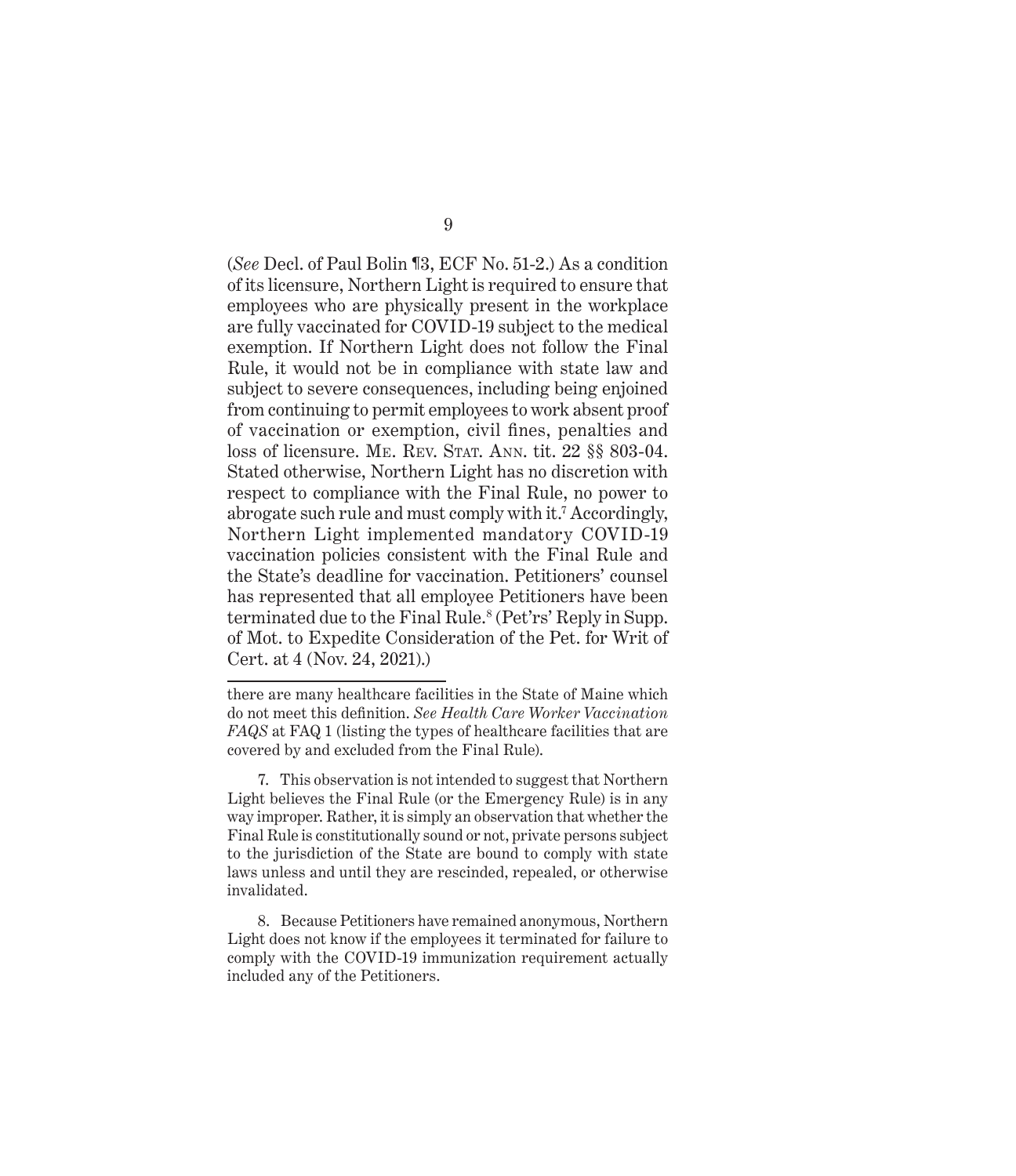(*See* Decl. of Paul Bolin ¶3, ECF No. 51-2.) As a condition of its licensure, Northern Light is required to ensure that employees who are physically present in the workplace are fully vaccinated for COVID-19 subject to the medical exemption. If Northern Light does not follow the Final Rule, it would not be in compliance with state law and subject to severe consequences, including being enjoined from continuing to permit employees to work absent proof of vaccination or exemption, civil fines, penalties and loss of licensure. Me. Rev. Stat. Ann. tit. 22 §§ 803-04. Stated otherwise, Northern Light has no discretion with respect to compliance with the Final Rule, no power to abrogate such rule and must comply with it.[7] Accordingly, Northern Light implemented mandatory COVID-19 vaccination policies consistent with the Final Rule and the State's deadline for vaccination. Petitioners' counsel has represented that all employee Petitioners have been terminated due to the Final Rule.[8] (Pet'rs' Reply in Supp. of Mot. to Expedite Consideration of the Pet. for Writ of Cert. at 4 (Nov. 24, 2021).)

---

there are many healthcare facilities in the State of Maine which do not meet this definition. *See Health Care Worker Vaccination FAQS* at FAQ 1 (listing the types of healthcare facilities that are covered by and excluded from the Final Rule).

7. This observation is not intended to suggest that Northern Light believes the Final Rule (or the Emergency Rule) is in any way improper. Rather, it is simply an observation that whether the Final Rule is constitutionally sound or not, private persons subject to the jurisdiction of the State are bound to comply with state laws unless and until they are rescinded, repealed, or otherwise invalidated.

8. Because Petitioners have remained anonymous, Northern Light does not know if the employees it terminated for failure to comply with the COVID-19 immunization requirement actually included any of the Petitioners.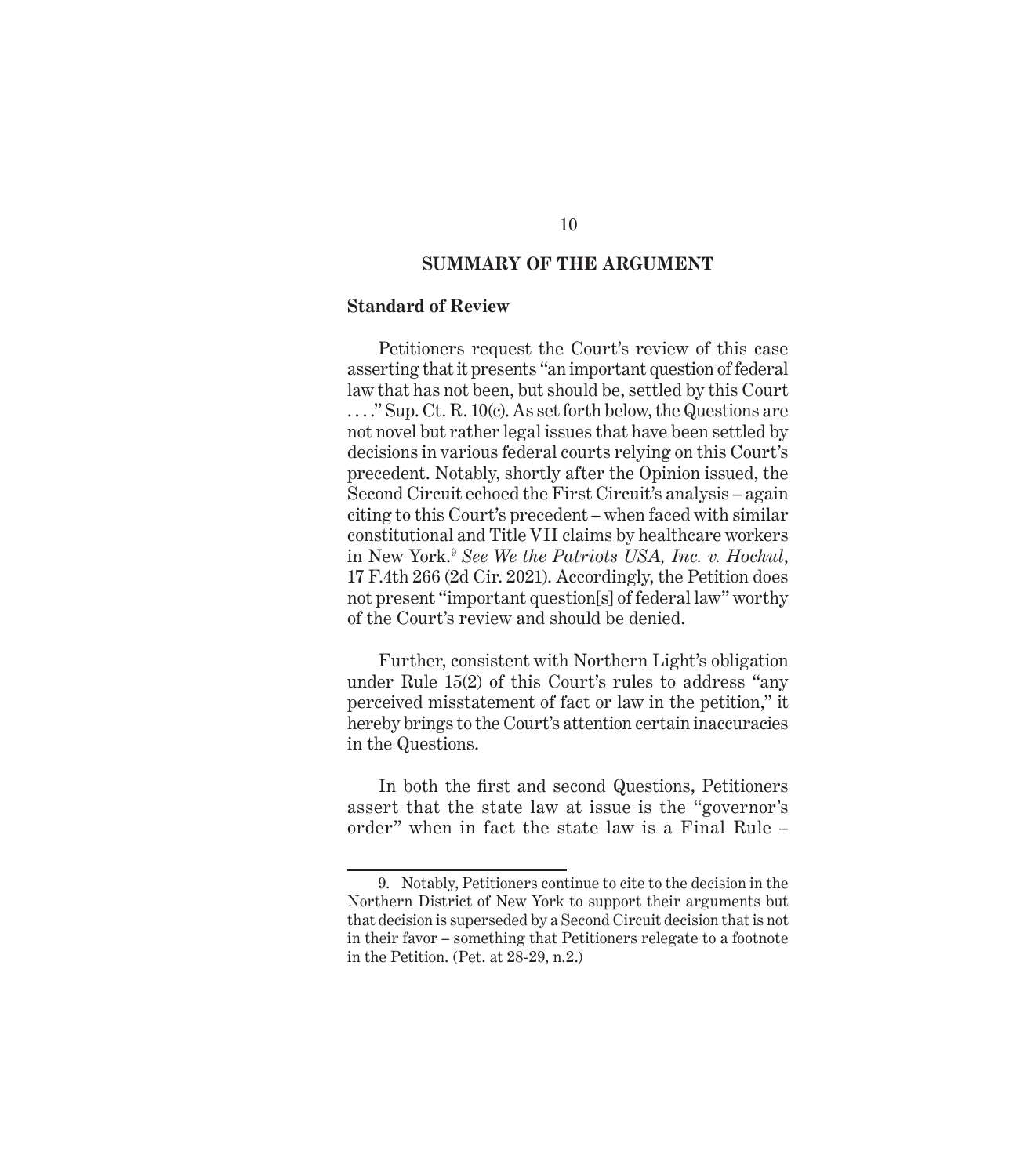## SUMMARY OF THE ARGUMENT

### Standard of Review

Petitioners request the Court's review of this case asserting that it presents "an important question of federal law that has not been, but should be, settled by this Court . . . ." Sup. Ct. R. 10(c). As set forth below, the Questions are not novel but rather legal issues that have been settled by decisions in various federal courts relying on this Court's precedent. Notably, shortly after the Opinion issued, the Second Circuit echoed the First Circuit's analysis – again citing to this Court's precedent – when faced with similar constitutional and Title VII claims by healthcare workers in New York.[9] *See We the Patriots USA, Inc. v. Hochul*, 17 F.4th 266 (2d Cir. 2021). Accordingly, the Petition does not present "important question[s] of federal law" worthy of the Court's review and should be denied.

Further, consistent with Northern Light's obligation under Rule 15(2) of this Court's rules to address "any perceived misstatement of fact or law in the petition," it hereby brings to the Court's attention certain inaccuracies in the Questions.

In both the first and second Questions, Petitioners assert that the state law at issue is the "governor's order" when in fact the state law is a Final Rule –

---

9. Notably, Petitioners continue to cite to the decision in the Northern District of New York to support their arguments but that decision is superseded by a Second Circuit decision that is not in their favor – something that Petitioners relegate to a footnote in the Petition. (Pet. at 28-29, n.2.)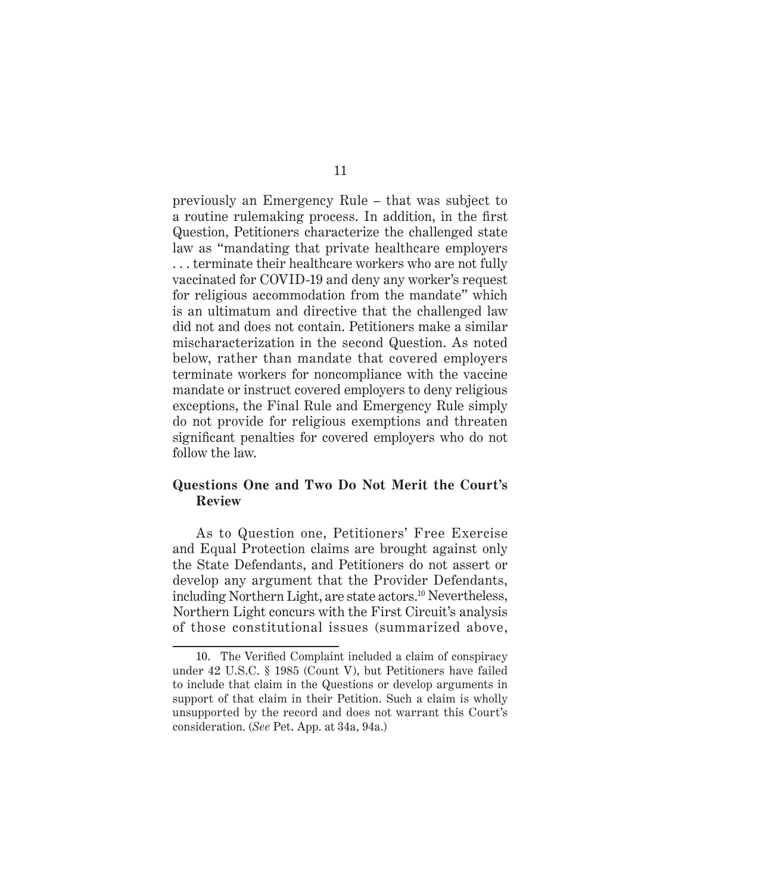previously an Emergency Rule – that was subject to a routine rulemaking process. In addition, in the first Question, Petitioners characterize the challenged state law as "mandating that private healthcare employers . . . terminate their healthcare workers who are not fully vaccinated for COVID-19 and deny any worker's request for religious accommodation from the mandate" which is an ultimatum and directive that the challenged law did not and does not contain. Petitioners make a similar mischaracterization in the second Question. As noted below, rather than mandate that covered employers terminate workers for noncompliance with the vaccine mandate or instruct covered employers to deny religious exceptions, the Final Rule and Emergency Rule simply do not provide for religious exemptions and threaten significant penalties for covered employers who do not follow the law.

**Questions One and Two Do Not Merit the Court's Review**

As to Question one, Petitioners' Free Exercise and Equal Protection claims are brought against only the State Defendants, and Petitioners do not assert or develop any argument that the Provider Defendants, including Northern Light, are state actors.[10] Nevertheless, Northern Light concurs with the First Circuit's analysis of those constitutional issues (summarized above,

10. The Verified Complaint included a claim of conspiracy under 42 U.S.C. § 1985 (Count V), but Petitioners have failed to include that claim in the Questions or develop arguments in support of that claim in their Petition. Such a claim is wholly unsupported by the record and does not warrant this Court's consideration. (*See* Pet. App. at 34a, 94a.)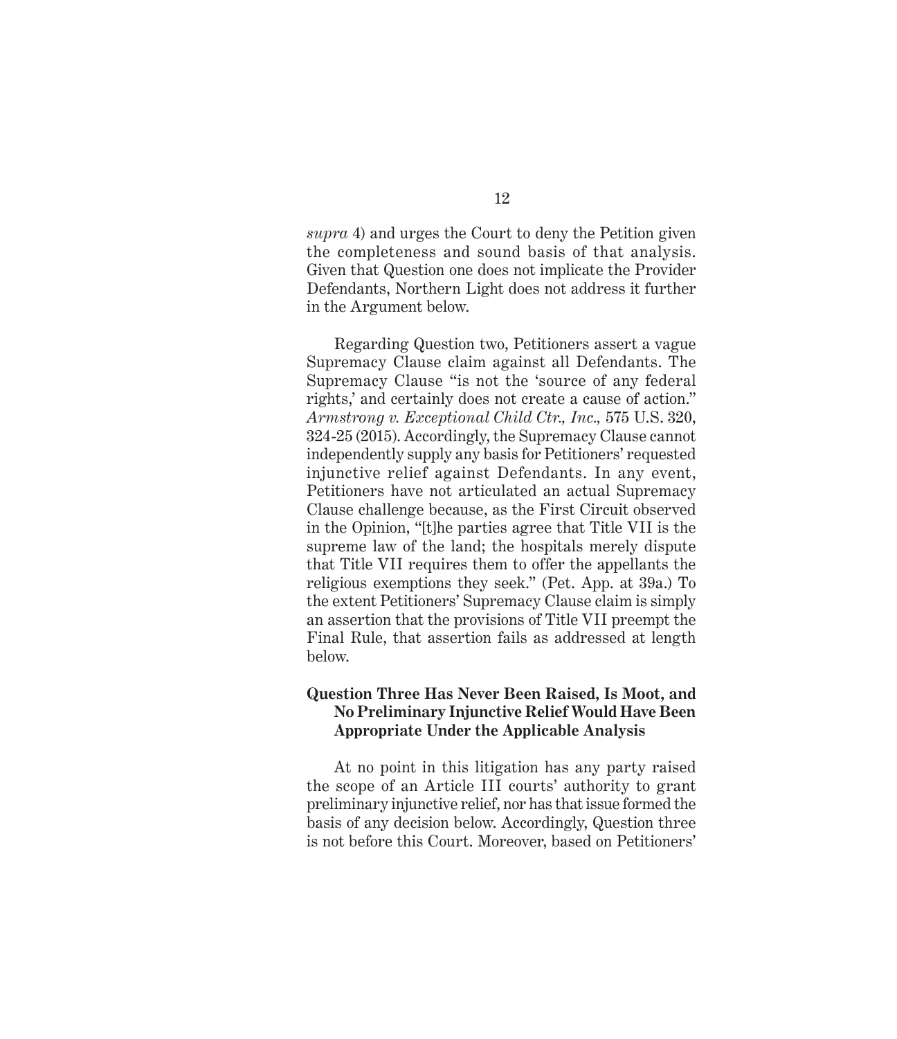*supra* 4) and urges the Court to deny the Petition given the completeness and sound basis of that analysis. Given that Question one does not implicate the Provider Defendants, Northern Light does not address it further in the Argument below.

Regarding Question two, Petitioners assert a vague Supremacy Clause claim against all Defendants. The Supremacy Clause "is not the 'source of any federal rights,' and certainly does not create a cause of action." *Armstrong v. Exceptional Child Ctr., Inc.,* 575 U.S. 320, 324-25 (2015). Accordingly, the Supremacy Clause cannot independently supply any basis for Petitioners' requested injunctive relief against Defendants. In any event, Petitioners have not articulated an actual Supremacy Clause challenge because, as the First Circuit observed in the Opinion, "[t]he parties agree that Title VII is the supreme law of the land; the hospitals merely dispute that Title VII requires them to offer the appellants the religious exemptions they seek." (Pet. App. at 39a.) To the extent Petitioners' Supremacy Clause claim is simply an assertion that the provisions of Title VII preempt the Final Rule, that assertion fails as addressed at length below.

**Question Three Has Never Been Raised, Is Moot, and No Preliminary Injunctive Relief Would Have Been Appropriate Under the Applicable Analysis**

At no point in this litigation has any party raised the scope of an Article III courts' authority to grant preliminary injunctive relief, nor has that issue formed the basis of any decision below. Accordingly, Question three is not before this Court. Moreover, based on Petitioners'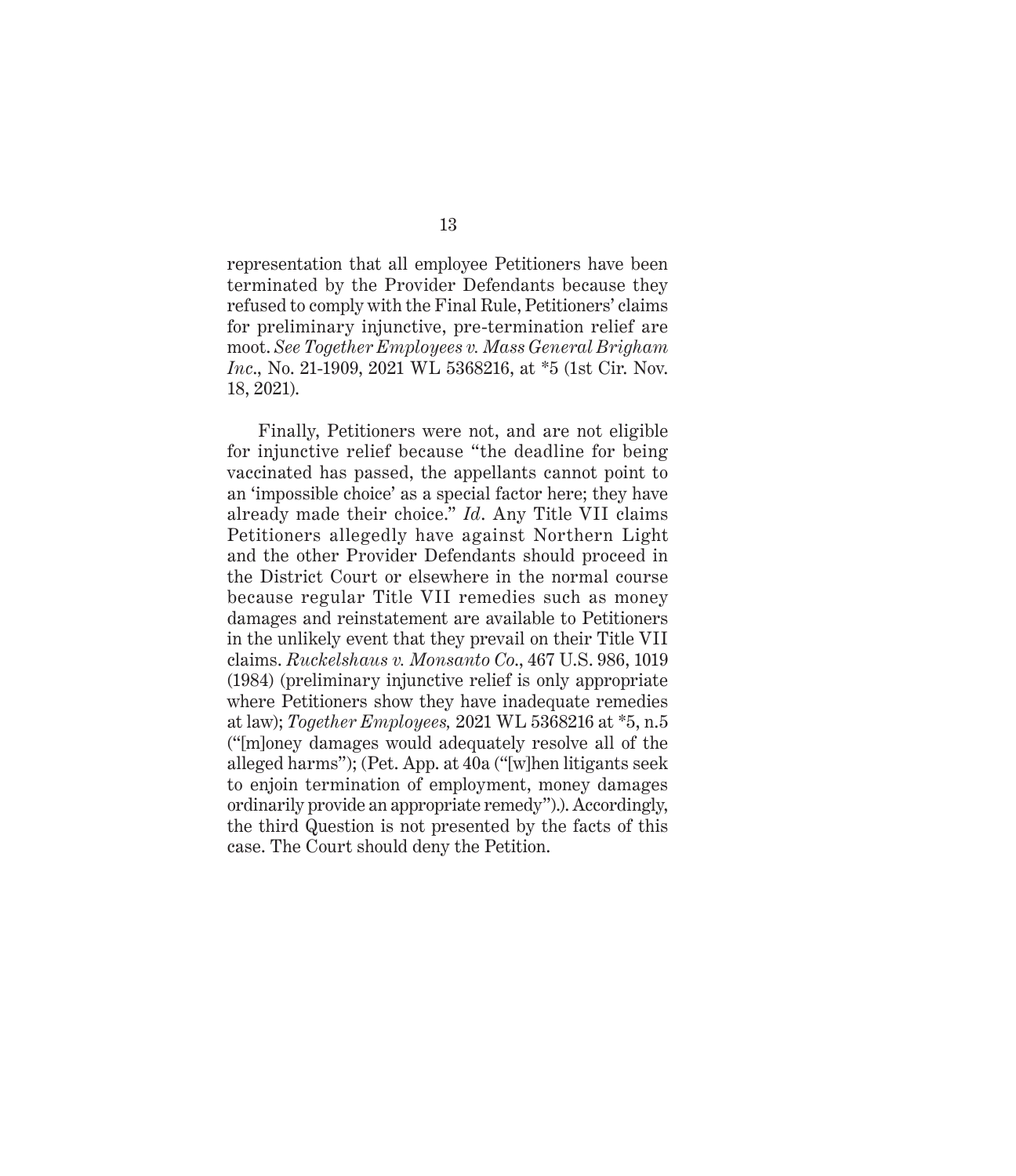representation that all employee Petitioners have been terminated by the Provider Defendants because they refused to comply with the Final Rule, Petitioners' claims for preliminary injunctive, pre-termination relief are moot. *See Together Employees v. Mass General Brigham Inc.*, No. 21-1909, 2021 WL 5368216, at *5 (1st Cir. Nov. 18, 2021).

Finally, Petitioners were not, and are not eligible for injunctive relief because "the deadline for being vaccinated has passed, the appellants cannot point to an 'impossible choice' as a special factor here; they have already made their choice." *Id*. Any Title VII claims Petitioners allegedly have against Northern Light and the other Provider Defendants should proceed in the District Court or elsewhere in the normal course because regular Title VII remedies such as money damages and reinstatement are available to Petitioners in the unlikely event that they prevail on their Title VII claims. *Ruckelshaus v. Monsanto Co.*, 467 U.S. 986, 1019 (1984) (preliminary injunctive relief is only appropriate where Petitioners show they have inadequate remedies at law); *Together Employees,* 2021 WL 5368216 at *5, n.5 ("[m]oney damages would adequately resolve all of the alleged harms"); (Pet. App. at 40a ("[w]hen litigants seek to enjoin termination of employment, money damages ordinarily provide an appropriate remedy").). Accordingly, the third Question is not presented by the facts of this case. The Court should deny the Petition.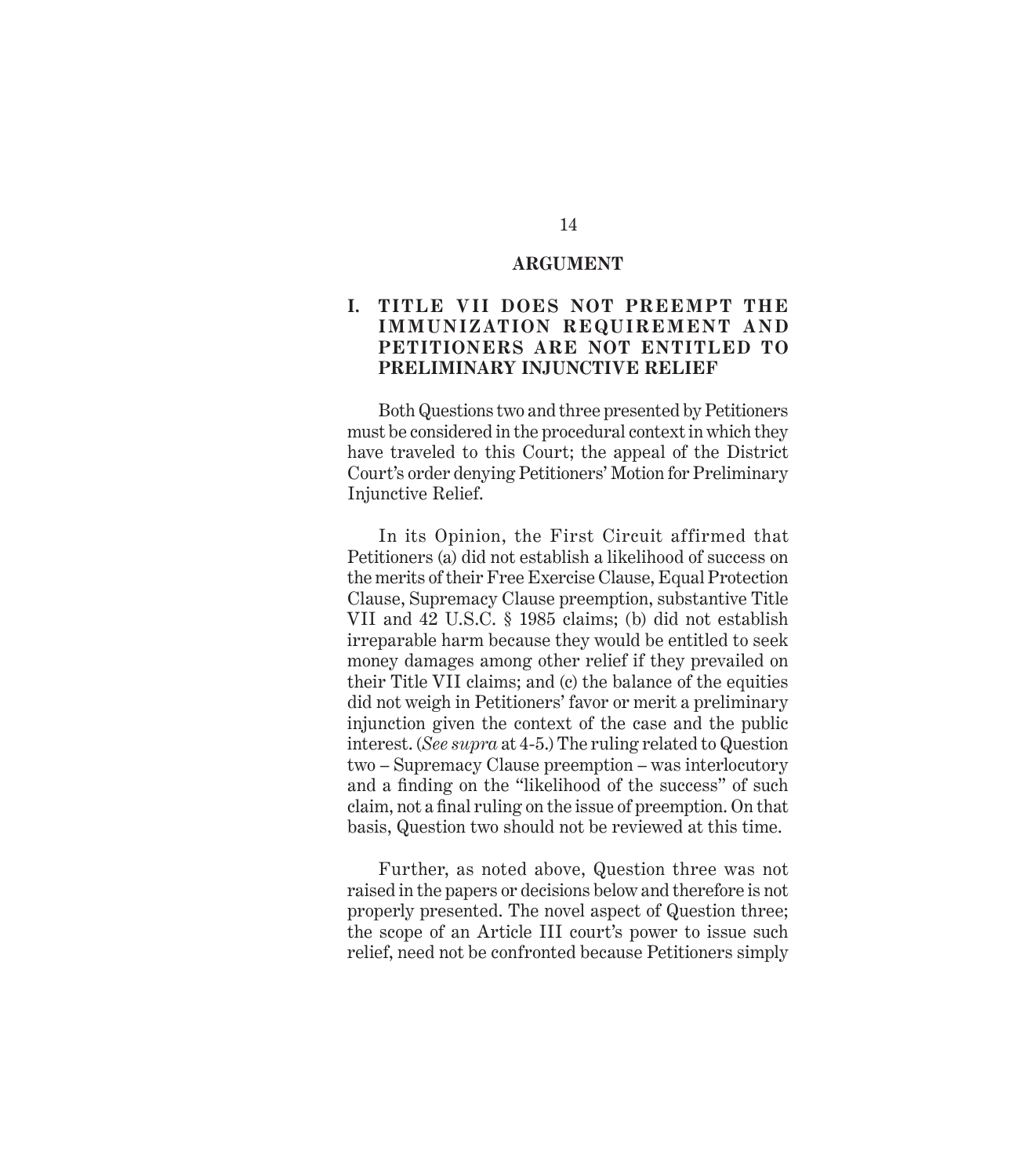## ARGUMENT

### I. TITLE VII DOES NOT PREEMPT THE IMMUNIZATION REQUIREMENT AND PETITIONERS ARE NOT ENTITLED TO PRELIMINARY INJUNCTIVE RELIEF

Both Questions two and three presented by Petitioners must be considered in the procedural context in which they have traveled to this Court; the appeal of the District Court's order denying Petitioners' Motion for Preliminary Injunctive Relief.

In its Opinion, the First Circuit affirmed that Petitioners (a) did not establish a likelihood of success on the merits of their Free Exercise Clause, Equal Protection Clause, Supremacy Clause preemption, substantive Title VII and 42 U.S.C. § 1985 claims; (b) did not establish irreparable harm because they would be entitled to seek money damages among other relief if they prevailed on their Title VII claims; and (c) the balance of the equities did not weigh in Petitioners' favor or merit a preliminary injunction given the context of the case and the public interest. (*See supra* at 4-5.) The ruling related to Question two – Supremacy Clause preemption – was interlocutory and a finding on the "likelihood of the success" of such claim, not a final ruling on the issue of preemption. On that basis, Question two should not be reviewed at this time.

Further, as noted above, Question three was not raised in the papers or decisions below and therefore is not properly presented. The novel aspect of Question three; the scope of an Article III court's power to issue such relief, need not be confronted because Petitioners simply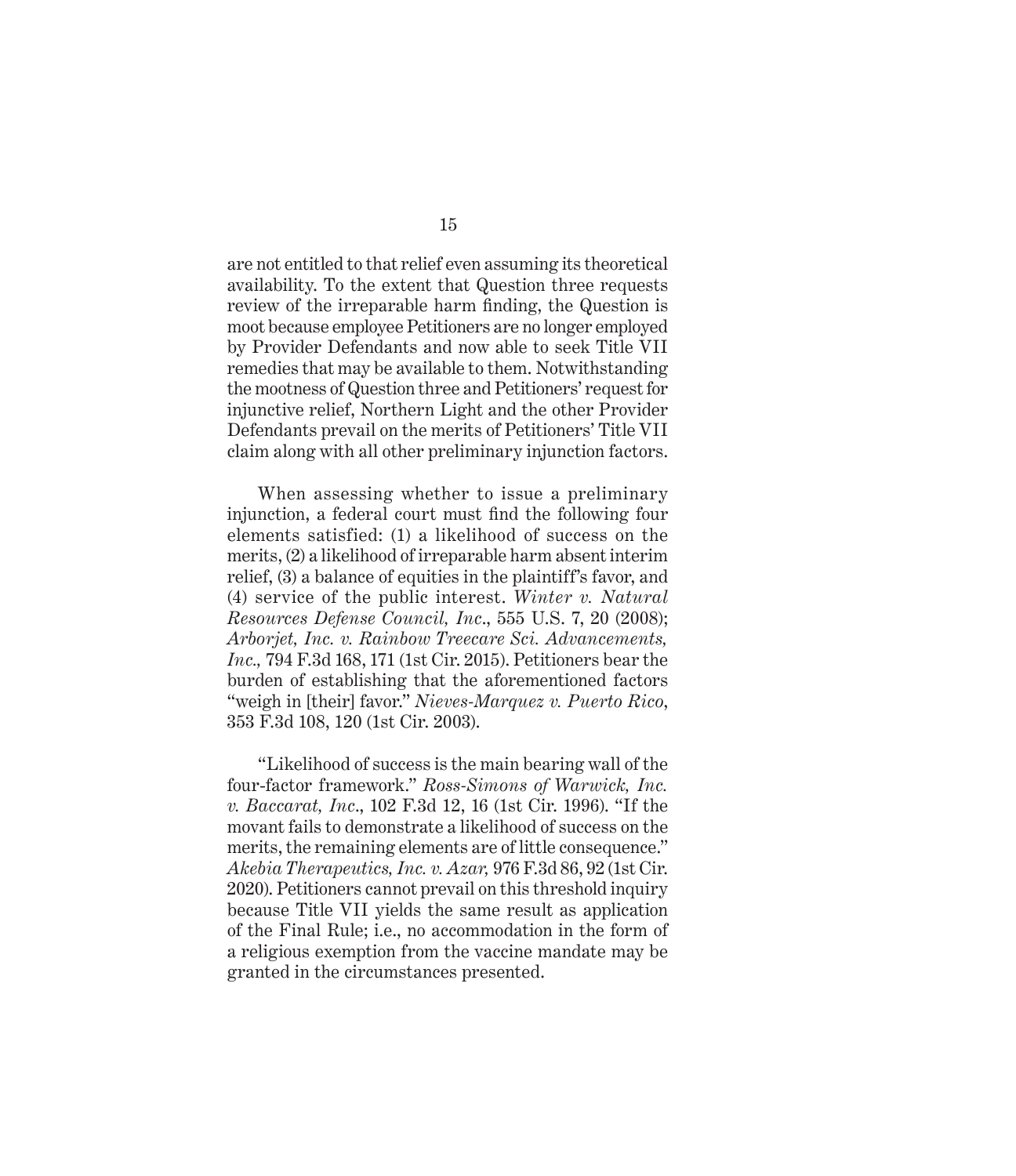are not entitled to that relief even assuming its theoretical availability. To the extent that Question three requests review of the irreparable harm finding, the Question is moot because employee Petitioners are no longer employed by Provider Defendants and now able to seek Title VII remedies that may be available to them. Notwithstanding the mootness of Question three and Petitioners' request for injunctive relief, Northern Light and the other Provider Defendants prevail on the merits of Petitioners' Title VII claim along with all other preliminary injunction factors.

When assessing whether to issue a preliminary injunction, a federal court must find the following four elements satisfied: (1) a likelihood of success on the merits, (2) a likelihood of irreparable harm absent interim relief, (3) a balance of equities in the plaintiff's favor, and (4) service of the public interest. *Winter v. Natural Resources Defense Council, Inc.*, 555 U.S. 7, 20 (2008); *Arborjet, Inc. v. Rainbow Treecare Sci. Advancements, Inc.,* 794 F.3d 168, 171 (1st Cir. 2015). Petitioners bear the burden of establishing that the aforementioned factors "weigh in [their] favor." *Nieves-Marquez v. Puerto Rico*, 353 F.3d 108, 120 (1st Cir. 2003).

"Likelihood of success is the main bearing wall of the four-factor framework." *Ross-Simons of Warwick, Inc. v. Baccarat, Inc.*, 102 F.3d 12, 16 (1st Cir. 1996). "If the movant fails to demonstrate a likelihood of success on the merits, the remaining elements are of little consequence." *Akebia Therapeutics, Inc. v. Azar,* 976 F.3d 86, 92 (1st Cir. 2020). Petitioners cannot prevail on this threshold inquiry because Title VII yields the same result as application of the Final Rule; i.e., no accommodation in the form of a religious exemption from the vaccine mandate may be granted in the circumstances presented.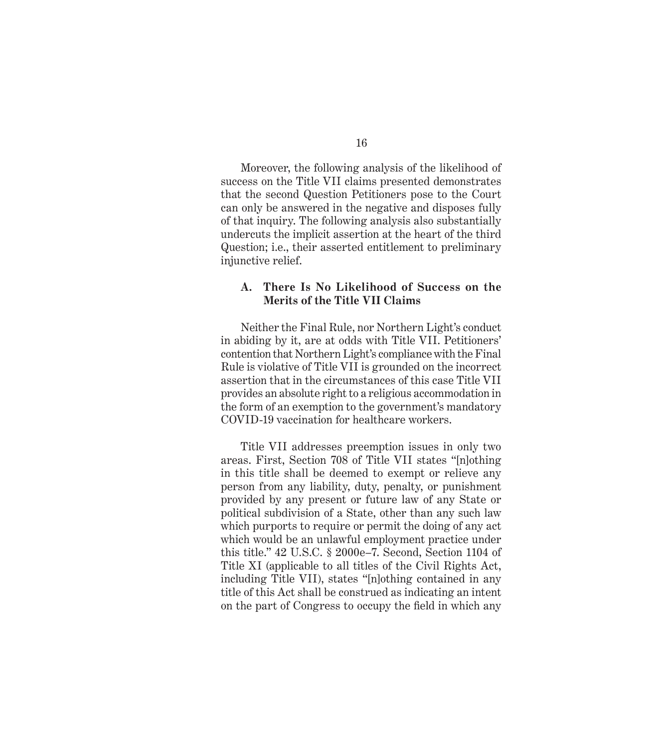Moreover, the following analysis of the likelihood of success on the Title VII claims presented demonstrates that the second Question Petitioners pose to the Court can only be answered in the negative and disposes fully of that inquiry. The following analysis also substantially undercuts the implicit assertion at the heart of the third Question; i.e., their asserted entitlement to preliminary injunctive relief.

### A. There Is No Likelihood of Success on the Merits of the Title VII Claims

Neither the Final Rule, nor Northern Light's conduct in abiding by it, are at odds with Title VII. Petitioners' contention that Northern Light's compliance with the Final Rule is violative of Title VII is grounded on the incorrect assertion that in the circumstances of this case Title VII provides an absolute right to a religious accommodation in the form of an exemption to the government's mandatory COVID-19 vaccination for healthcare workers.

Title VII addresses preemption issues in only two areas. First, Section 708 of Title VII states "[n]othing in this title shall be deemed to exempt or relieve any person from any liability, duty, penalty, or punishment provided by any present or future law of any State or political subdivision of a State, other than any such law which purports to require or permit the doing of any act which would be an unlawful employment practice under this title." 42 U.S.C. § 2000e–7. Second, Section 1104 of Title XI (applicable to all titles of the Civil Rights Act, including Title VII), states "[n]othing contained in any title of this Act shall be construed as indicating an intent on the part of Congress to occupy the field in which any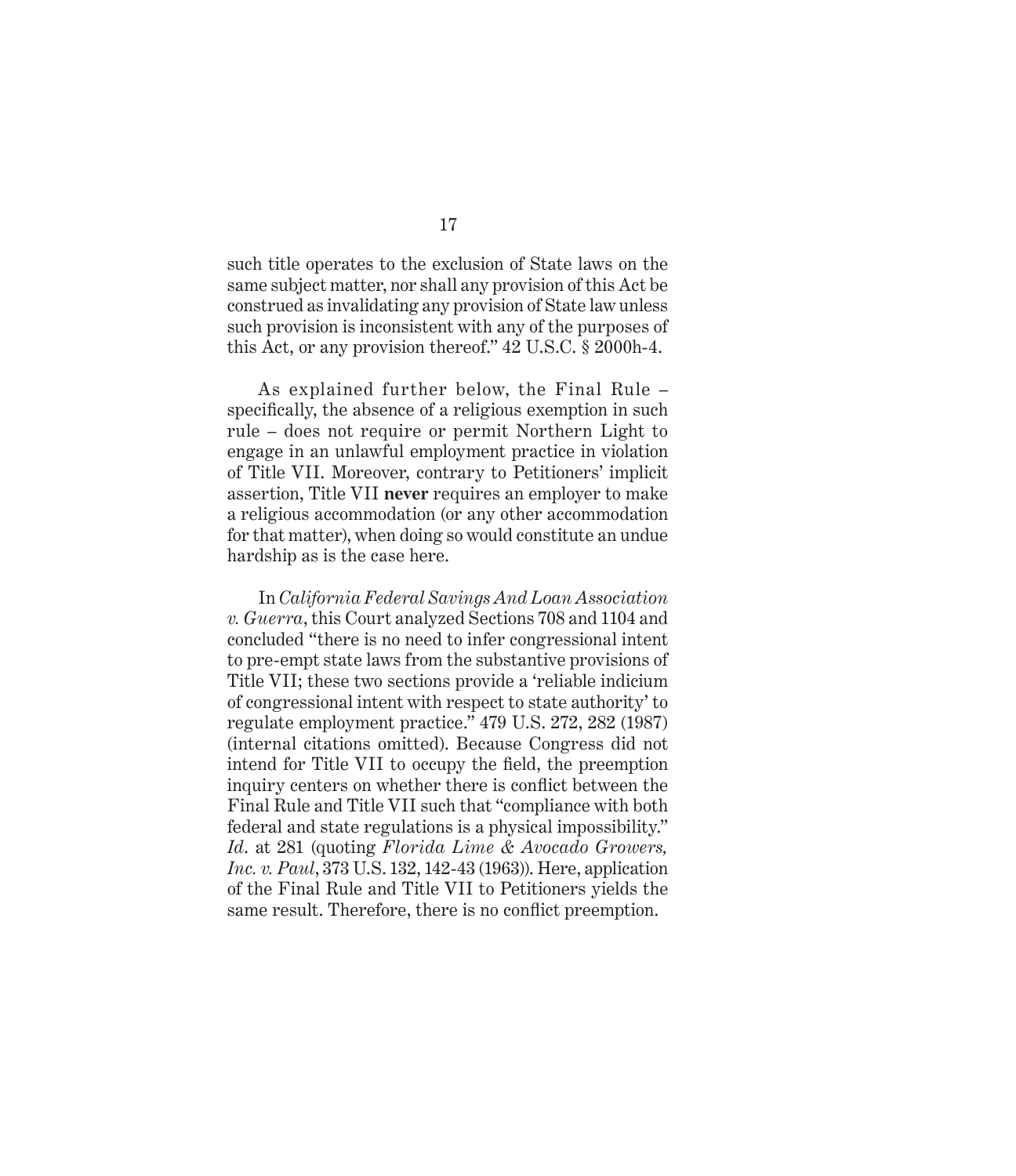such title operates to the exclusion of State laws on the same subject matter, nor shall any provision of this Act be construed as invalidating any provision of State law unless such provision is inconsistent with any of the purposes of this Act, or any provision thereof." 42 U.S.C. § 2000h-4.

As explained further below, the Final Rule – specifically, the absence of a religious exemption in such rule – does not require or permit Northern Light to engage in an unlawful employment practice in violation of Title VII. Moreover, contrary to Petitioners' implicit assertion, Title VII **never** requires an employer to make a religious accommodation (or any other accommodation for that matter), when doing so would constitute an undue hardship as is the case here.

In *California Federal Savings And Loan Association v. Guerra*, this Court analyzed Sections 708 and 1104 and concluded "there is no need to infer congressional intent to pre-empt state laws from the substantive provisions of Title VII; these two sections provide a 'reliable indicium of congressional intent with respect to state authority' to regulate employment practice." 479 U.S. 272, 282 (1987) (internal citations omitted). Because Congress did not intend for Title VII to occupy the field, the preemption inquiry centers on whether there is conflict between the Final Rule and Title VII such that "compliance with both federal and state regulations is a physical impossibility." *Id.* at 281 (quoting *Florida Lime & Avocado Growers, Inc. v. Paul*, 373 U.S. 132, 142-43 (1963)). Here, application of the Final Rule and Title VII to Petitioners yields the same result. Therefore, there is no conflict preemption.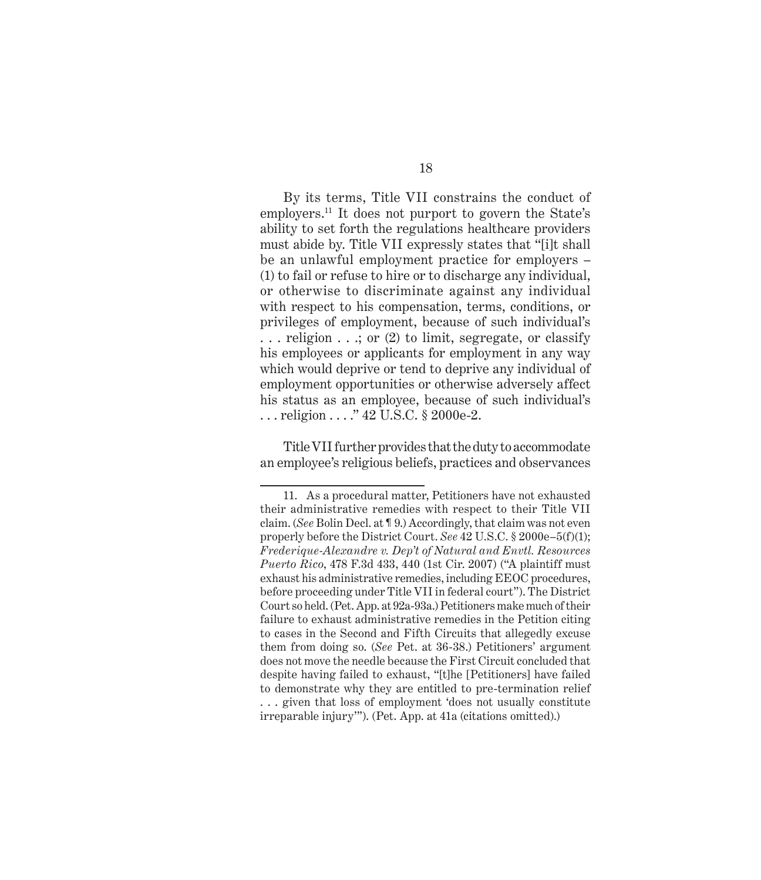By its terms, Title VII constrains the conduct of employers.[11] It does not purport to govern the State's ability to set forth the regulations healthcare providers must abide by. Title VII expressly states that "[i]t shall be an unlawful employment practice for employers – (1) to fail or refuse to hire or to discharge any individual, or otherwise to discriminate against any individual with respect to his compensation, terms, conditions, or privileges of employment, because of such individual's . . . religion . . .; or (2) to limit, segregate, or classify his employees or applicants for employment in any way which would deprive or tend to deprive any individual of employment opportunities or otherwise adversely affect his status as an employee, because of such individual's . . . religion . . . ." 42 U.S.C. § 2000e-2.

Title VII further provides that the duty to accommodate an employee's religious beliefs, practices and observances

---

11. As a procedural matter, Petitioners have not exhausted their administrative remedies with respect to their Title VII claim. (*See* Bolin Decl. at ¶ 9.) Accordingly, that claim was not even properly before the District Court. *See* 42 U.S.C. § 2000e–5(f)(1); *Frederique-Alexandre v. Dep't of Natural and Envtl. Resources Puerto Rico*, 478 F.3d 433, 440 (1st Cir. 2007) ("A plaintiff must exhaust his administrative remedies, including EEOC procedures, before proceeding under Title VII in federal court"). The District Court so held. (Pet. App. at 92a-93a.) Petitioners make much of their failure to exhaust administrative remedies in the Petition citing to cases in the Second and Fifth Circuits that allegedly excuse them from doing so. (*See* Pet. at 36-38.) Petitioners' argument does not move the needle because the First Circuit concluded that despite having failed to exhaust, "[t]he [Petitioners] have failed to demonstrate why they are entitled to pre-termination relief . . . given that loss of employment 'does not usually constitute irreparable injury'"). (Pet. App. at 41a (citations omitted).)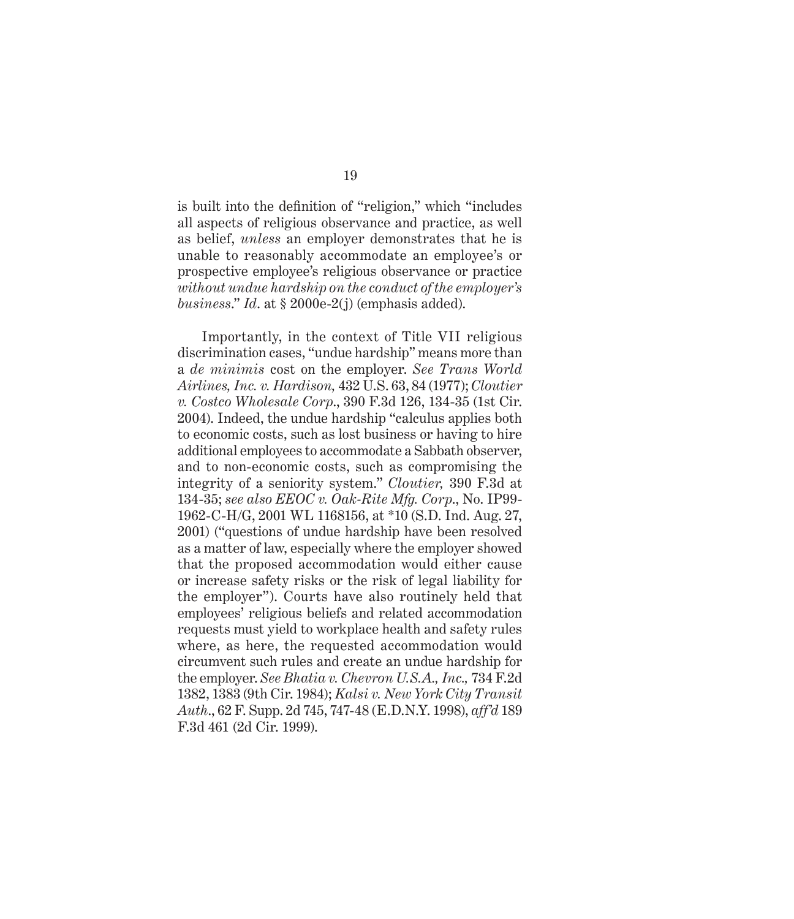is built into the definition of "religion," which "includes all aspects of religious observance and practice, as well as belief, *unless* an employer demonstrates that he is unable to reasonably accommodate an employee's or prospective employee's religious observance or practice *without undue hardship on the conduct of the employer's business*." *Id*. at § 2000e-2(j) (emphasis added).

Importantly, in the context of Title VII religious discrimination cases, "undue hardship" means more than a *de minimis* cost on the employer. *See Trans World Airlines, Inc. v. Hardison,* 432 U.S. 63, 84 (1977); *Cloutier v. Costco Wholesale Corp*., 390 F.3d 126, 134-35 (1st Cir. 2004). Indeed, the undue hardship "calculus applies both to economic costs, such as lost business or having to hire additional employees to accommodate a Sabbath observer, and to non-economic costs, such as compromising the integrity of a seniority system." *Cloutier,* 390 F.3d at 134-35; *see also EEOC v. Oak-Rite Mfg. Corp*., No. IP99-1962-C-H/G, 2001 WL 1168156, at *10 (S.D. Ind. Aug. 27, 2001) ("questions of undue hardship have been resolved as a matter of law, especially where the employer showed that the proposed accommodation would either cause or increase safety risks or the risk of legal liability for the employer"). Courts have also routinely held that employees' religious beliefs and related accommodation requests must yield to workplace health and safety rules where, as here, the requested accommodation would circumvent such rules and create an undue hardship for the employer. *See Bhatia v. Chevron U.S.A., Inc.,* 734 F.2d 1382, 1383 (9th Cir. 1984); *Kalsi v. New York City Transit Auth*., 62 F. Supp. 2d 745, 747-48 (E.D.N.Y. 1998), *aff'd* 189 F.3d 461 (2d Cir. 1999).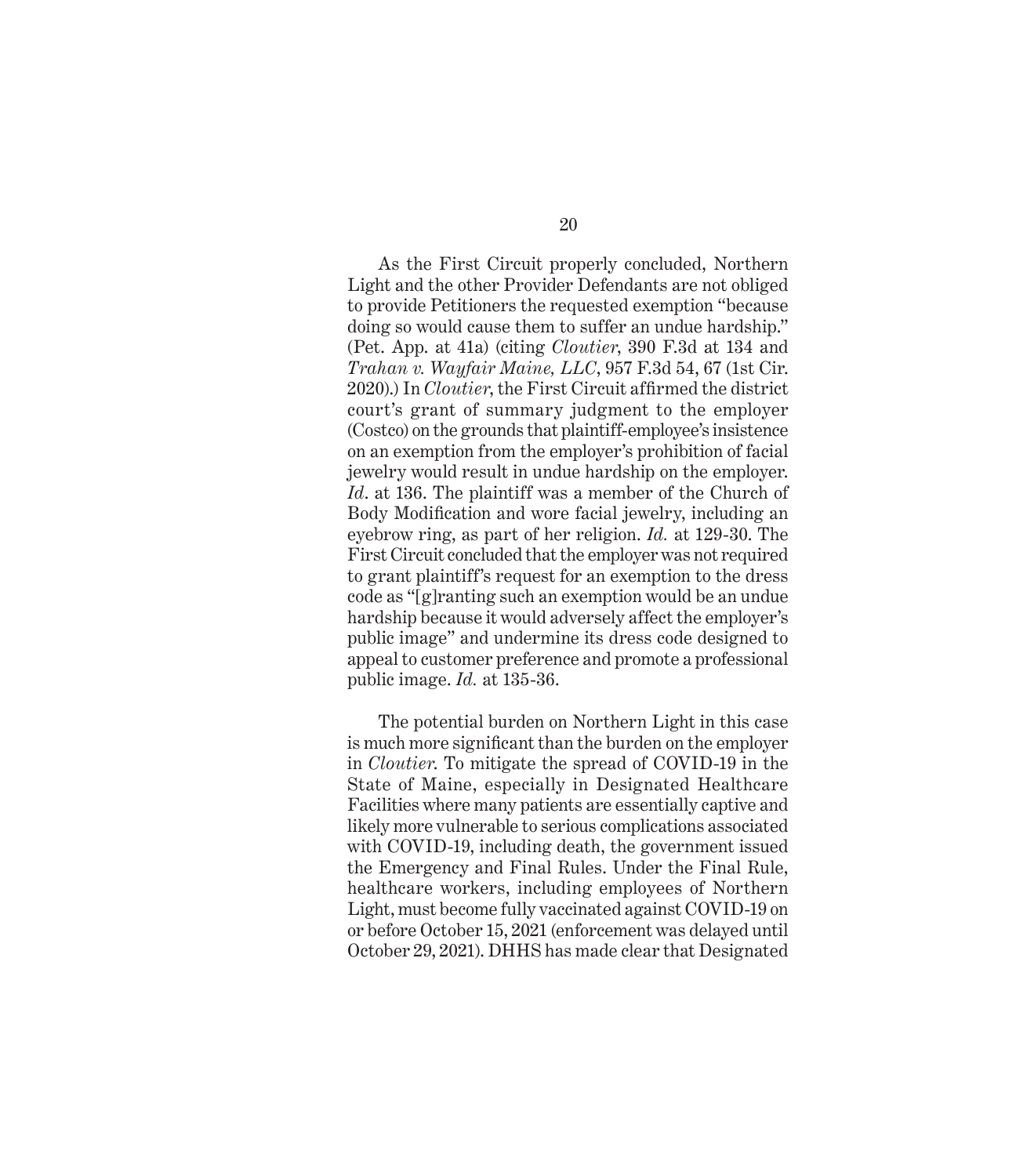As the First Circuit properly concluded, Northern Light and the other Provider Defendants are not obliged to provide Petitioners the requested exemption "because doing so would cause them to suffer an undue hardship." (Pet. App. at 41a) (citing *Cloutier*, 390 F.3d at 134 and *Trahan v. Wayfair Maine, LLC*, 957 F.3d 54, 67 (1st Cir. 2020).) In *Cloutier*, the First Circuit affirmed the district court's grant of summary judgment to the employer (Costco) on the grounds that plaintiff-employee's insistence on an exemption from the employer's prohibition of facial jewelry would result in undue hardship on the employer. *Id*. at 136. The plaintiff was a member of the Church of Body Modification and wore facial jewelry, including an eyebrow ring, as part of her religion. *Id.* at 129-30. The First Circuit concluded that the employer was not required to grant plaintiff's request for an exemption to the dress code as "[g]ranting such an exemption would be an undue hardship because it would adversely affect the employer's public image" and undermine its dress code designed to appeal to customer preference and promote a professional public image. *Id.* at 135-36.

The potential burden on Northern Light in this case is much more significant than the burden on the employer in *Cloutier*. To mitigate the spread of COVID-19 in the State of Maine, especially in Designated Healthcare Facilities where many patients are essentially captive and likely more vulnerable to serious complications associated with COVID-19, including death, the government issued the Emergency and Final Rules. Under the Final Rule, healthcare workers, including employees of Northern Light, must become fully vaccinated against COVID-19 on or before October 15, 2021 (enforcement was delayed until October 29, 2021). DHHS has made clear that Designated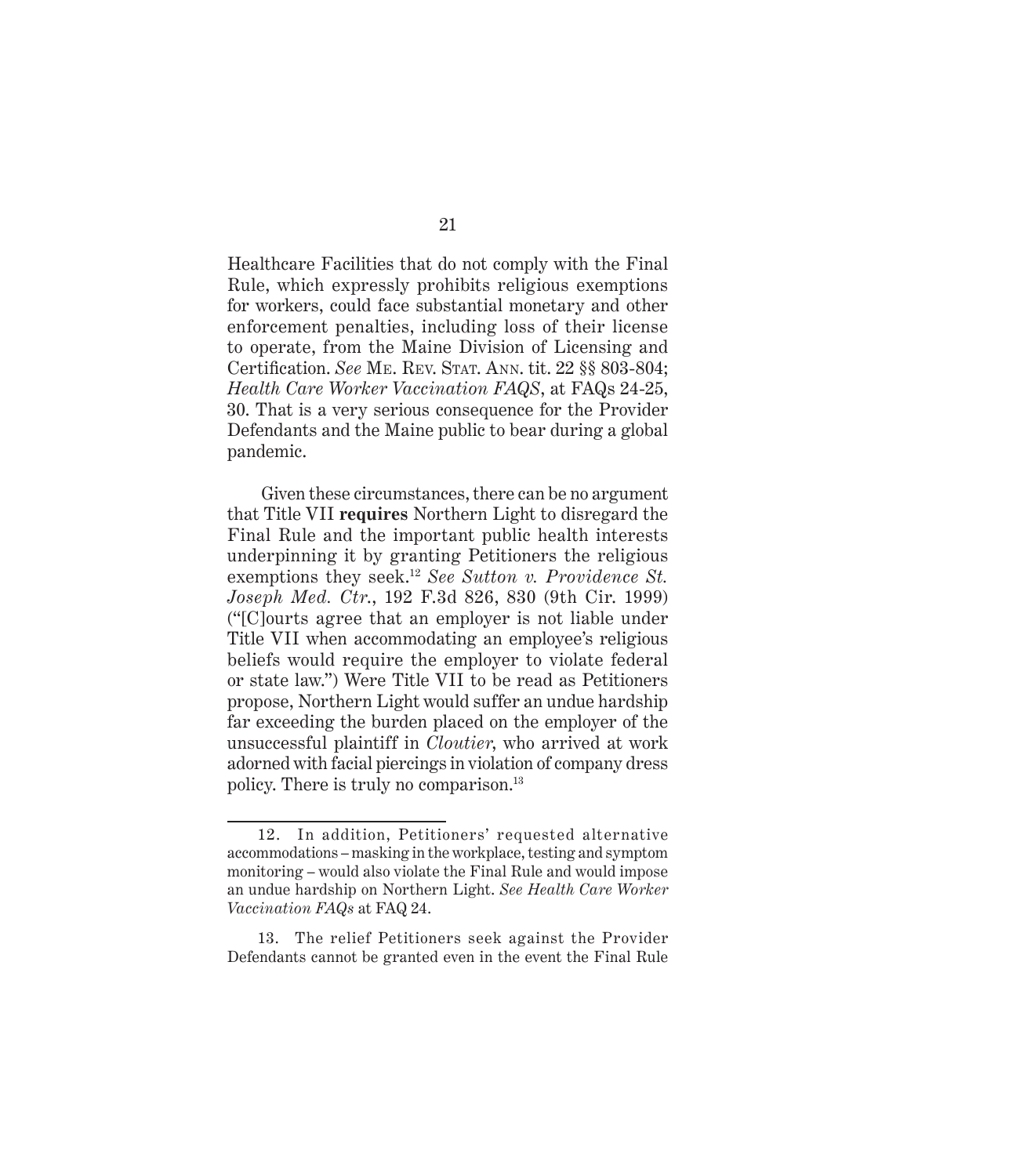Healthcare Facilities that do not comply with the Final Rule, which expressly prohibits religious exemptions for workers, could face substantial monetary and other enforcement penalties, including loss of their license to operate, from the Maine Division of Licensing and Certification. *See* ME. REV. STAT. ANN. tit. 22 §§ 803-804; *Health Care Worker Vaccination FAQS*, at FAQs 24-25, 30. That is a very serious consequence for the Provider Defendants and the Maine public to bear during a global pandemic.

Given these circumstances, there can be no argument that Title VII **requires** Northern Light to disregard the Final Rule and the important public health interests underpinning it by granting Petitioners the religious exemptions they seek.[12] *See Sutton v. Providence St. Joseph Med. Ctr.*, 192 F.3d 826, 830 (9th Cir. 1999) ("[C]ourts agree that an employer is not liable under Title VII when accommodating an employee's religious beliefs would require the employer to violate federal or state law.") Were Title VII to be read as Petitioners propose, Northern Light would suffer an undue hardship far exceeding the burden placed on the employer of the unsuccessful plaintiff in *Cloutier*, who arrived at work adorned with facial piercings in violation of company dress policy. There is truly no comparison.[13]

12. In addition, Petitioners' requested alternative accommodations – masking in the workplace, testing and symptom monitoring – would also violate the Final Rule and would impose an undue hardship on Northern Light. *See Health Care Worker Vaccination FAQs* at FAQ 24.

13. The relief Petitioners seek against the Provider Defendants cannot be granted even in the event the Final Rule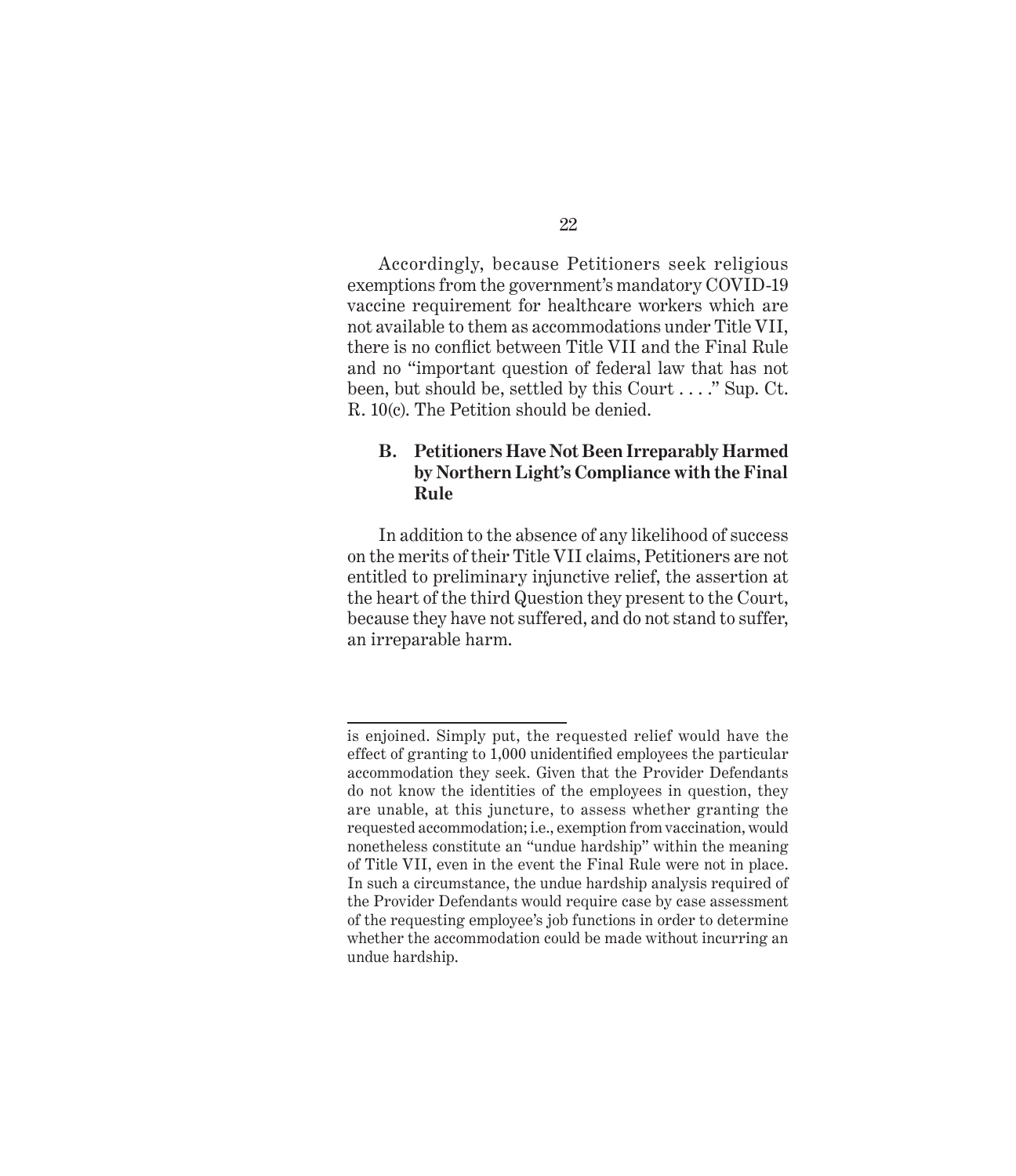Accordingly, because Petitioners seek religious exemptions from the government's mandatory COVID-19 vaccine requirement for healthcare workers which are not available to them as accommodations under Title VII, there is no conflict between Title VII and the Final Rule and no "important question of federal law that has not been, but should be, settled by this Court . . . ." Sup. Ct. R. 10(c). The Petition should be denied.

### B. Petitioners Have Not Been Irreparably Harmed by Northern Light's Compliance with the Final Rule

In addition to the absence of any likelihood of success on the merits of their Title VII claims, Petitioners are not entitled to preliminary injunctive relief, the assertion at the heart of the third Question they present to the Court, because they have not suffered, and do not stand to suffer, an irreparable harm.

---

is enjoined. Simply put, the requested relief would have the effect of granting to 1,000 unidentified employees the particular accommodation they seek. Given that the Provider Defendants do not know the identities of the employees in question, they are unable, at this juncture, to assess whether granting the requested accommodation; i.e., exemption from vaccination, would nonetheless constitute an "undue hardship" within the meaning of Title VII, even in the event the Final Rule were not in place. In such a circumstance, the undue hardship analysis required of the Provider Defendants would require case by case assessment of the requesting employee's job functions in order to determine whether the accommodation could be made without incurring an undue hardship.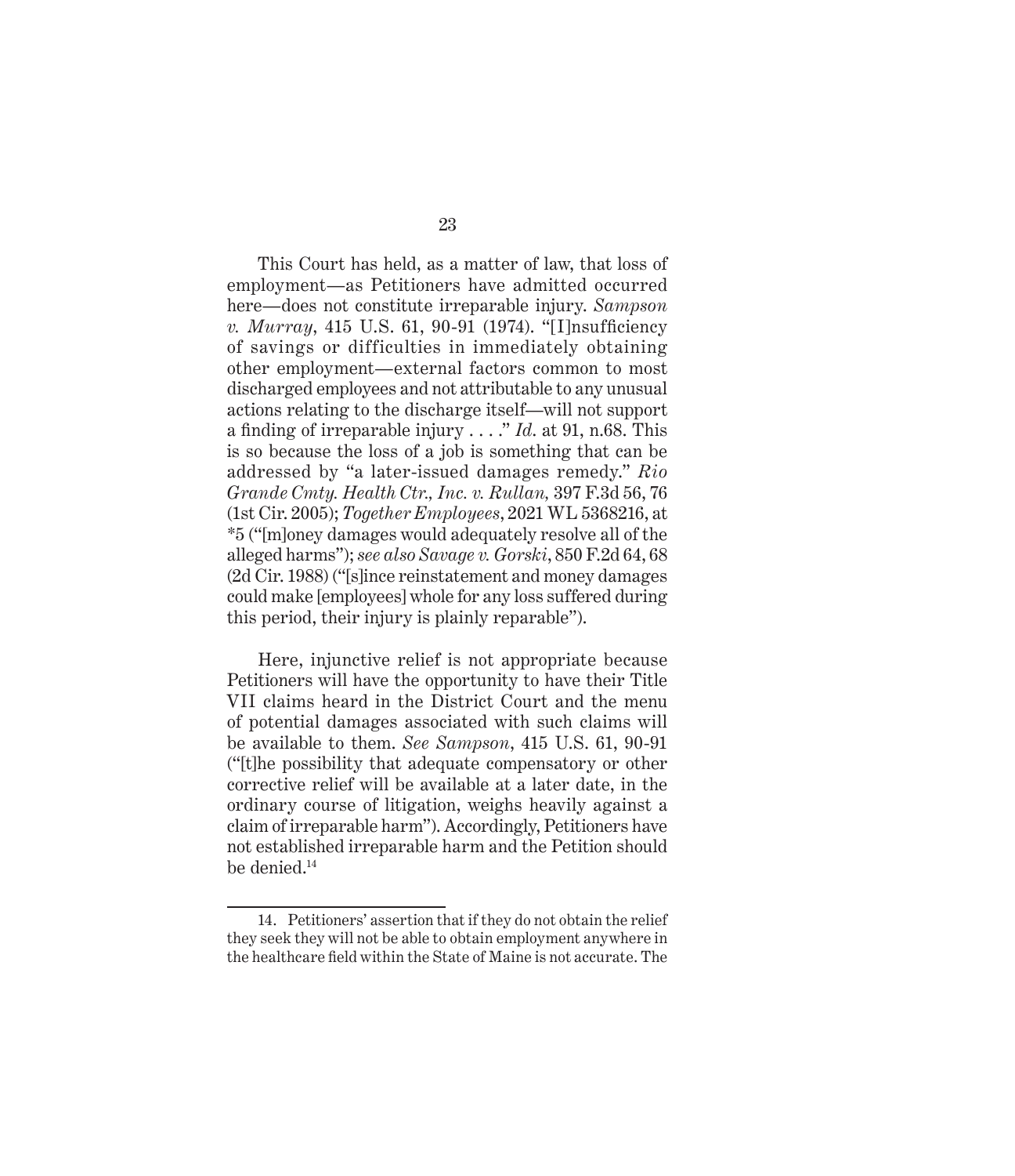This Court has held, as a matter of law, that loss of employment—as Petitioners have admitted occurred here—does not constitute irreparable injury. *Sampson v. Murray*, 415 U.S. 61, 90-91 (1974). "[I]nsufficiency of savings or difficulties in immediately obtaining other employment—external factors common to most discharged employees and not attributable to any unusual actions relating to the discharge itself—will not support a finding of irreparable injury . . . ." *Id.* at 91, n.68. This is so because the loss of a job is something that can be addressed by "a later-issued damages remedy." *Rio Grande Cmty. Health Ctr., Inc. v. Rullan,* 397 F.3d 56, 76 (1st Cir. 2005); *Together Employees*, 2021 WL 5368216, at *5 ("[m]oney damages would adequately resolve all of the alleged harms"); *see also Savage v. Gorski*, 850 F.2d 64, 68 (2d Cir. 1988) ("[s]ince reinstatement and money damages could make [employees] whole for any loss suffered during this period, their injury is plainly reparable").

Here, injunctive relief is not appropriate because Petitioners will have the opportunity to have their Title VII claims heard in the District Court and the menu of potential damages associated with such claims will be available to them. *See Sampson*, 415 U.S. 61, 90-91 ("[t]he possibility that adequate compensatory or other corrective relief will be available at a later date, in the ordinary course of litigation, weighs heavily against a claim of irreparable harm"). Accordingly, Petitioners have not established irreparable harm and the Petition should be denied.[14]

---

14. Petitioners' assertion that if they do not obtain the relief they seek they will not be able to obtain employment anywhere in the healthcare field within the State of Maine is not accurate. The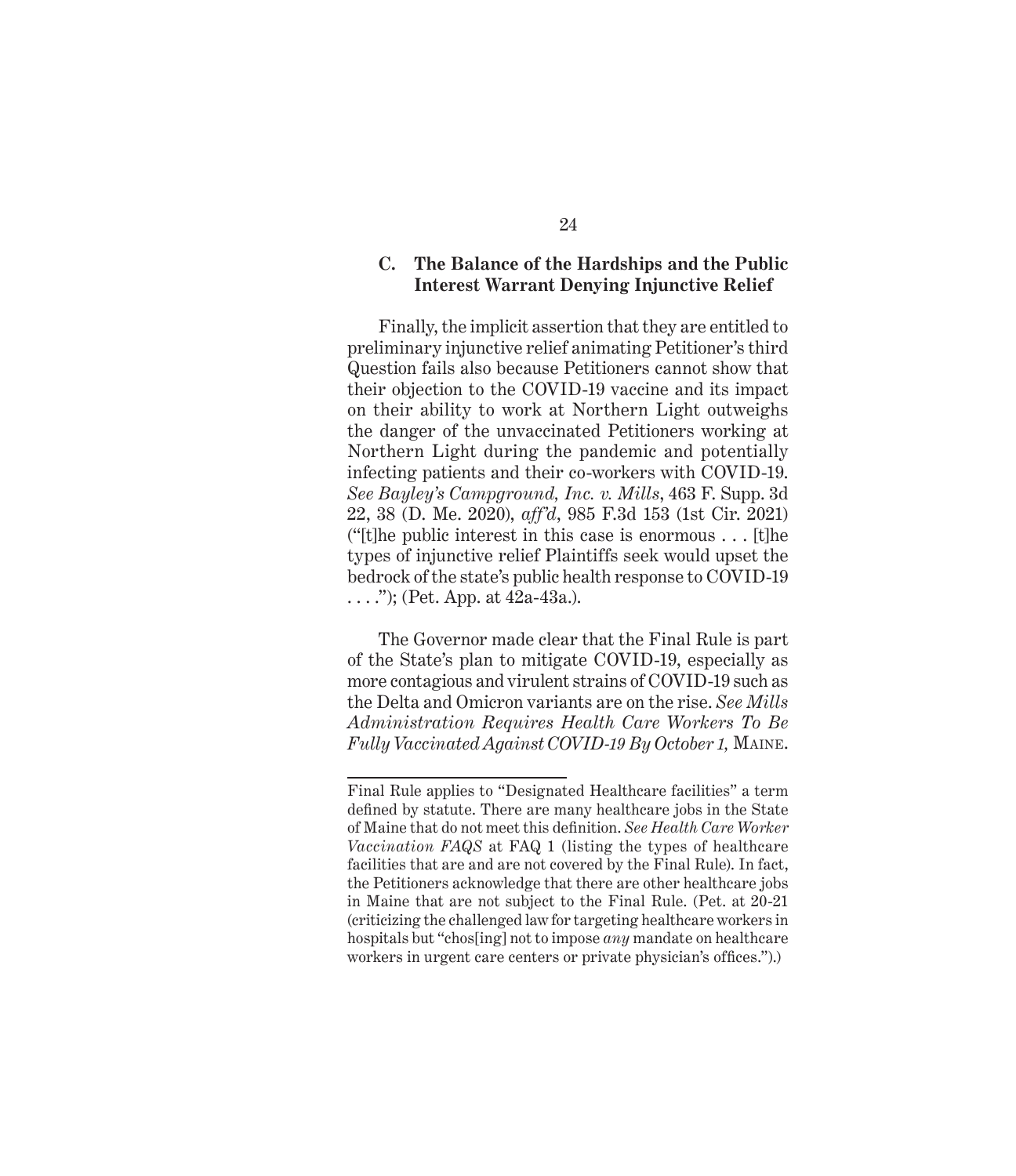### C. The Balance of the Hardships and the Public Interest Warrant Denying Injunctive Relief

Finally, the implicit assertion that they are entitled to preliminary injunctive relief animating Petitioner's third Question fails also because Petitioners cannot show that their objection to the COVID-19 vaccine and its impact on their ability to work at Northern Light outweighs the danger of the unvaccinated Petitioners working at Northern Light during the pandemic and potentially infecting patients and their co-workers with COVID-19. *See Bayley's Campground, Inc. v. Mills*, 463 F. Supp. 3d 22, 38 (D. Me. 2020), *aff'd*, 985 F.3d 153 (1st Cir. 2021) ("[t]he public interest in this case is enormous . . . [t]he types of injunctive relief Plaintiffs seek would upset the bedrock of the state's public health response to COVID-19 . . . ."); (Pet. App. at 42a-43a.).

The Governor made clear that the Final Rule is part of the State's plan to mitigate COVID-19, especially as more contagious and virulent strains of COVID-19 such as the Delta and Omicron variants are on the rise. *See Mills Administration Requires Health Care Workers To Be Fully Vaccinated Against COVID-19 By October 1,* MAINE.

---

Final Rule applies to "Designated Healthcare facilities" a term defined by statute. There are many healthcare jobs in the State of Maine that do not meet this definition. *See Health Care Worker Vaccination FAQS* at FAQ 1 (listing the types of healthcare facilities that are and are not covered by the Final Rule). In fact, the Petitioners acknowledge that there are other healthcare jobs in Maine that are not subject to the Final Rule. (Pet. at 20-21 (criticizing the challenged law for targeting healthcare workers in hospitals but "chos[ing] not to impose *any* mandate on healthcare workers in urgent care centers or private physician's offices.").)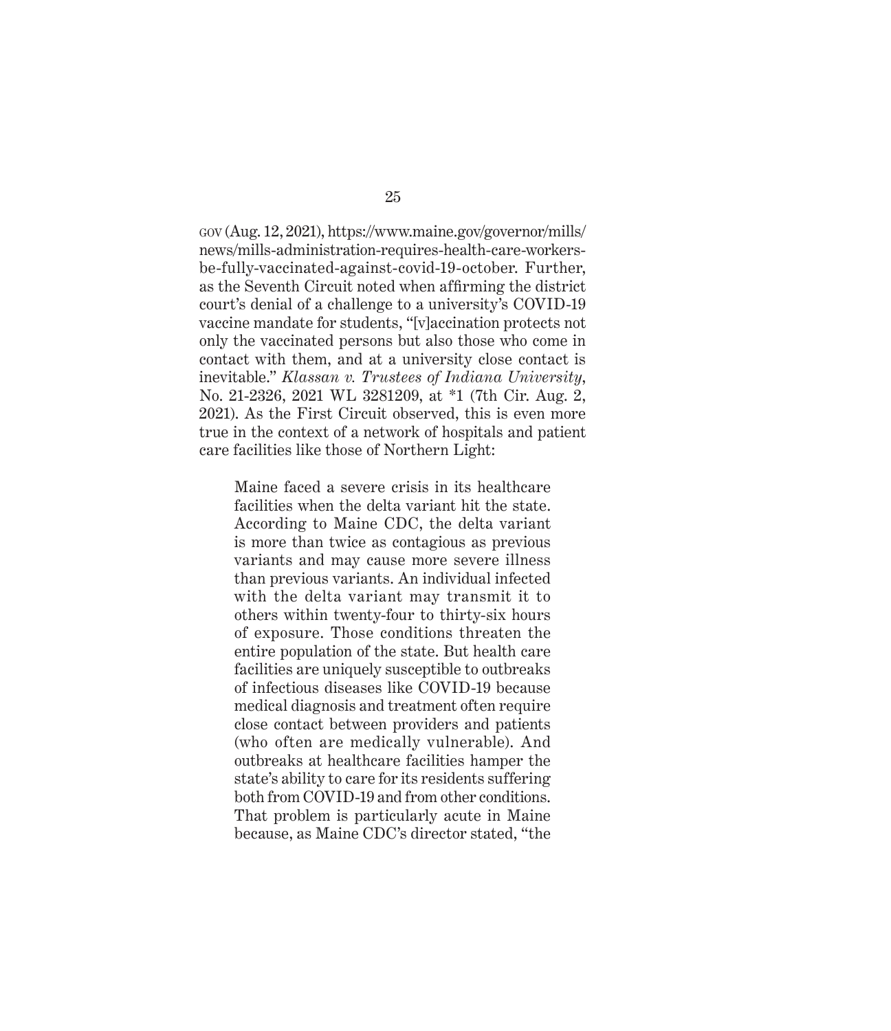gov (Aug. 12, 2021), https://www.maine.gov/governor/mills/news/mills-administration-requires-health-care-workers-be-fully-vaccinated-against-covid-19-october. Further, as the Seventh Circuit noted when affirming the district court's denial of a challenge to a university's COVID-19 vaccine mandate for students, "[v]accination protects not only the vaccinated persons but also those who come in contact with them, and at a university close contact is inevitable." *Klassan v. Trustees of Indiana University*, No. 21-2326, 2021 WL 3281209, at *1 (7th Cir. Aug. 2, 2021). As the First Circuit observed, this is even more true in the context of a network of hospitals and patient care facilities like those of Northern Light:

> Maine faced a severe crisis in its healthcare facilities when the delta variant hit the state. According to Maine CDC, the delta variant is more than twice as contagious as previous variants and may cause more severe illness than previous variants. An individual infected with the delta variant may transmit it to others within twenty-four to thirty-six hours of exposure. Those conditions threaten the entire population of the state. But health care facilities are uniquely susceptible to outbreaks of infectious diseases like COVID-19 because medical diagnosis and treatment often require close contact between providers and patients (who often are medically vulnerable). And outbreaks at healthcare facilities hamper the state's ability to care for its residents suffering both from COVID-19 and from other conditions. That problem is particularly acute in Maine because, as Maine CDC's director stated, "the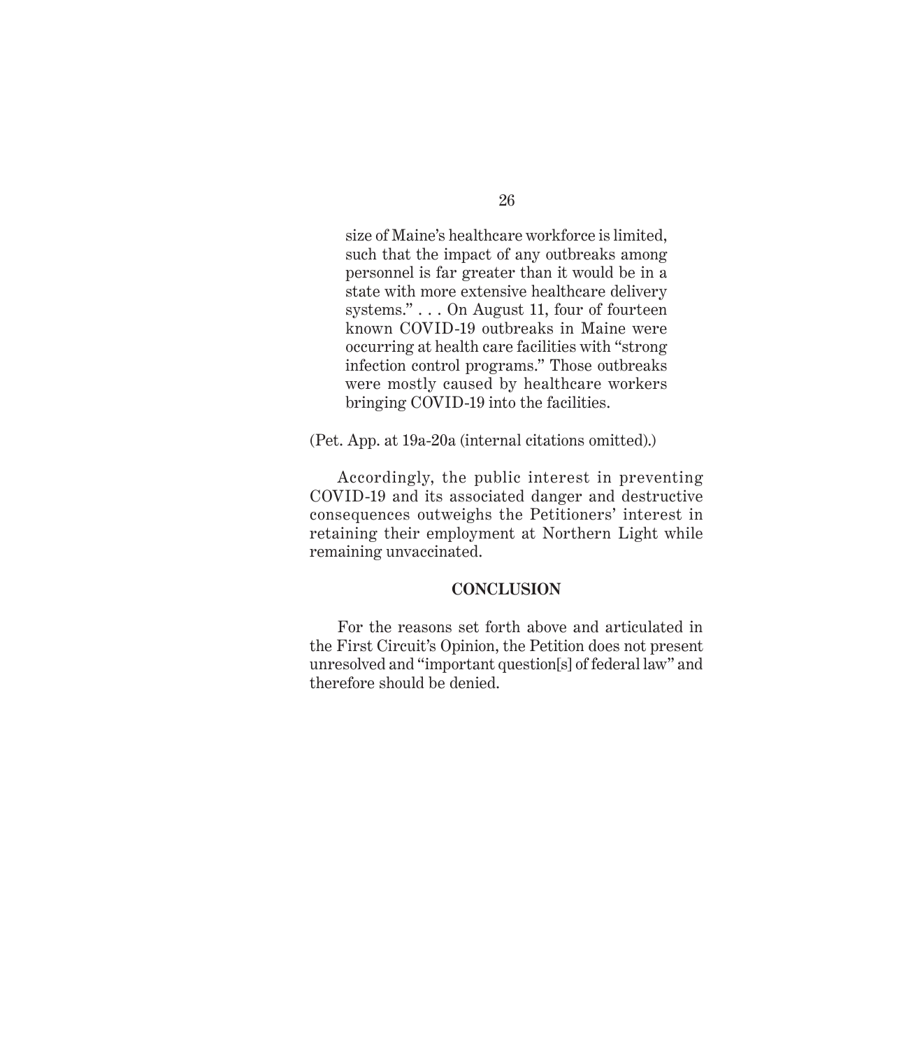> size of Maine's healthcare workforce is limited, such that the impact of any outbreaks among personnel is far greater than it would be in a state with more extensive healthcare delivery systems." . . . On August 11, four of fourteen known COVID-19 outbreaks in Maine were occurring at health care facilities with "strong infection control programs." Those outbreaks were mostly caused by healthcare workers bringing COVID-19 into the facilities.

(Pet. App. at 19a-20a (internal citations omitted).)

Accordingly, the public interest in preventing COVID-19 and its associated danger and destructive consequences outweighs the Petitioners' interest in retaining their employment at Northern Light while remaining unvaccinated.

## CONCLUSION

For the reasons set forth above and articulated in the First Circuit's Opinion, the Petition does not present unresolved and "important question[s] of federal law" and therefore should be denied.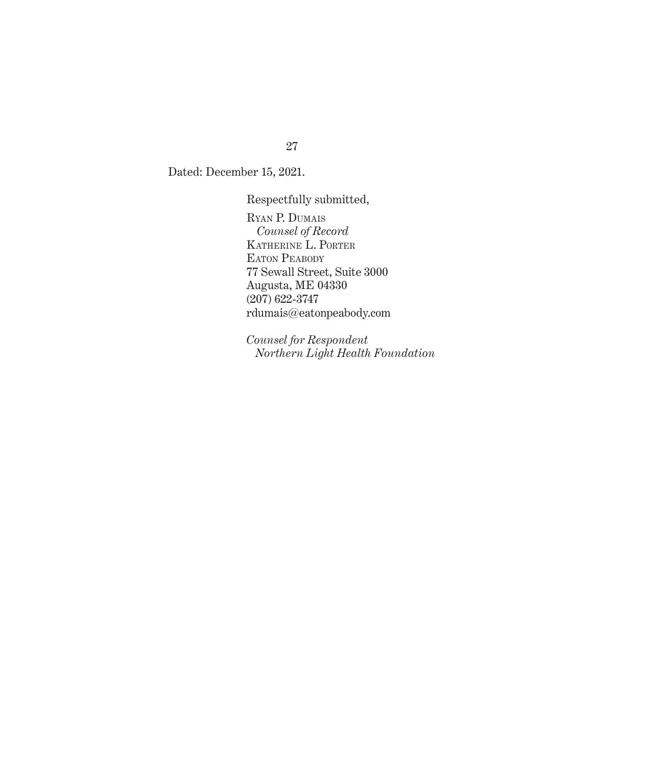Dated: December 15, 2021.

Respectfully submitted,

RYAN P. DUMAIS
*Counsel of Record*
KATHERINE L. PORTER
EATON PEABODY
77 Sewall Street, Suite 3000
Augusta, ME 04330
(207) 622-3747
rdumais@eatonpeabody.com

*Counsel for Respondent*
*Northern Light Health Foundation*